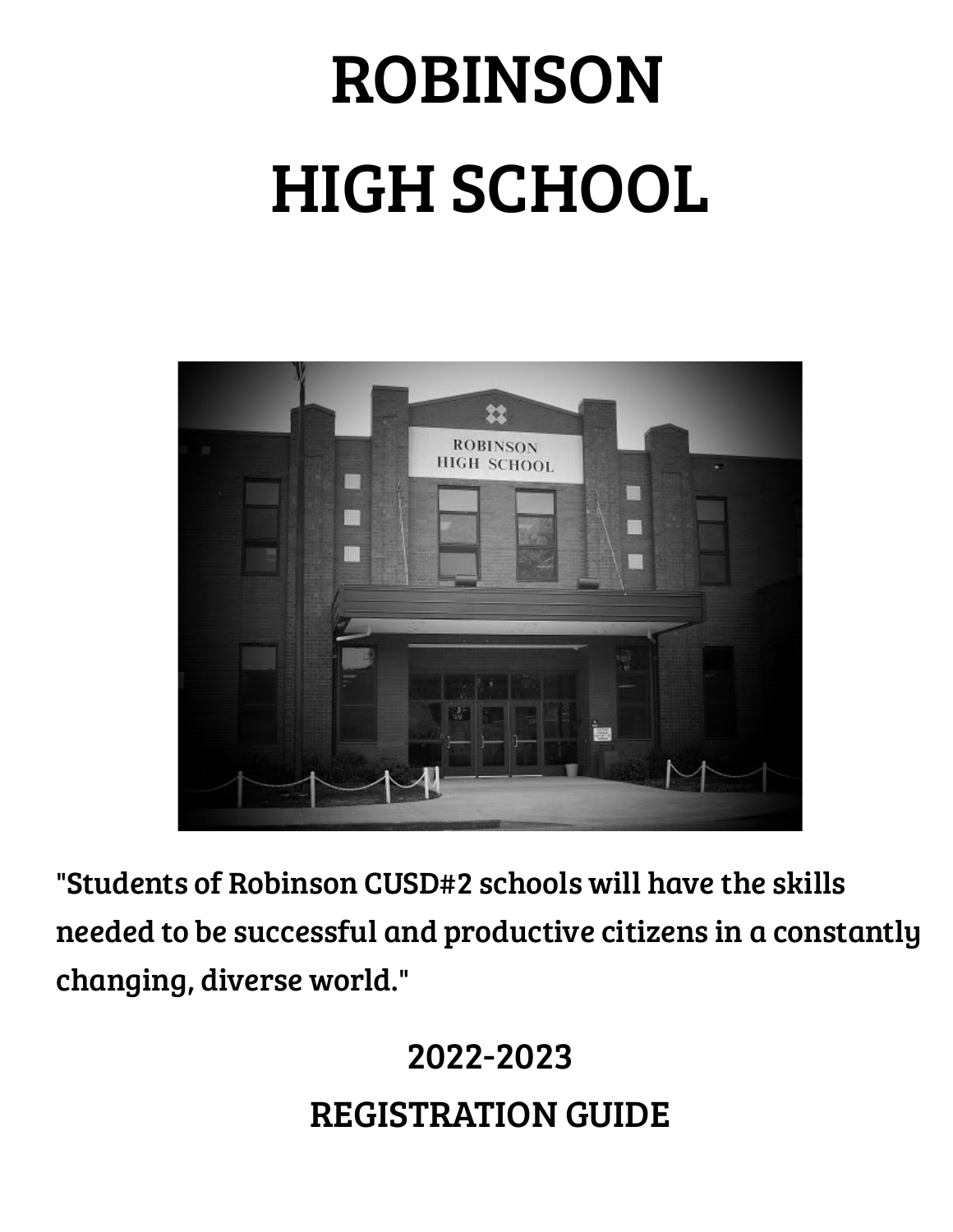# ROBINSON HIGH SCHOOL

"Students of Robinson CUSD#2 schools will have the skills needed to be successful and productive citizens in a constantly changing, diverse world."

## 2022-2023

## REGISTRATION GUIDE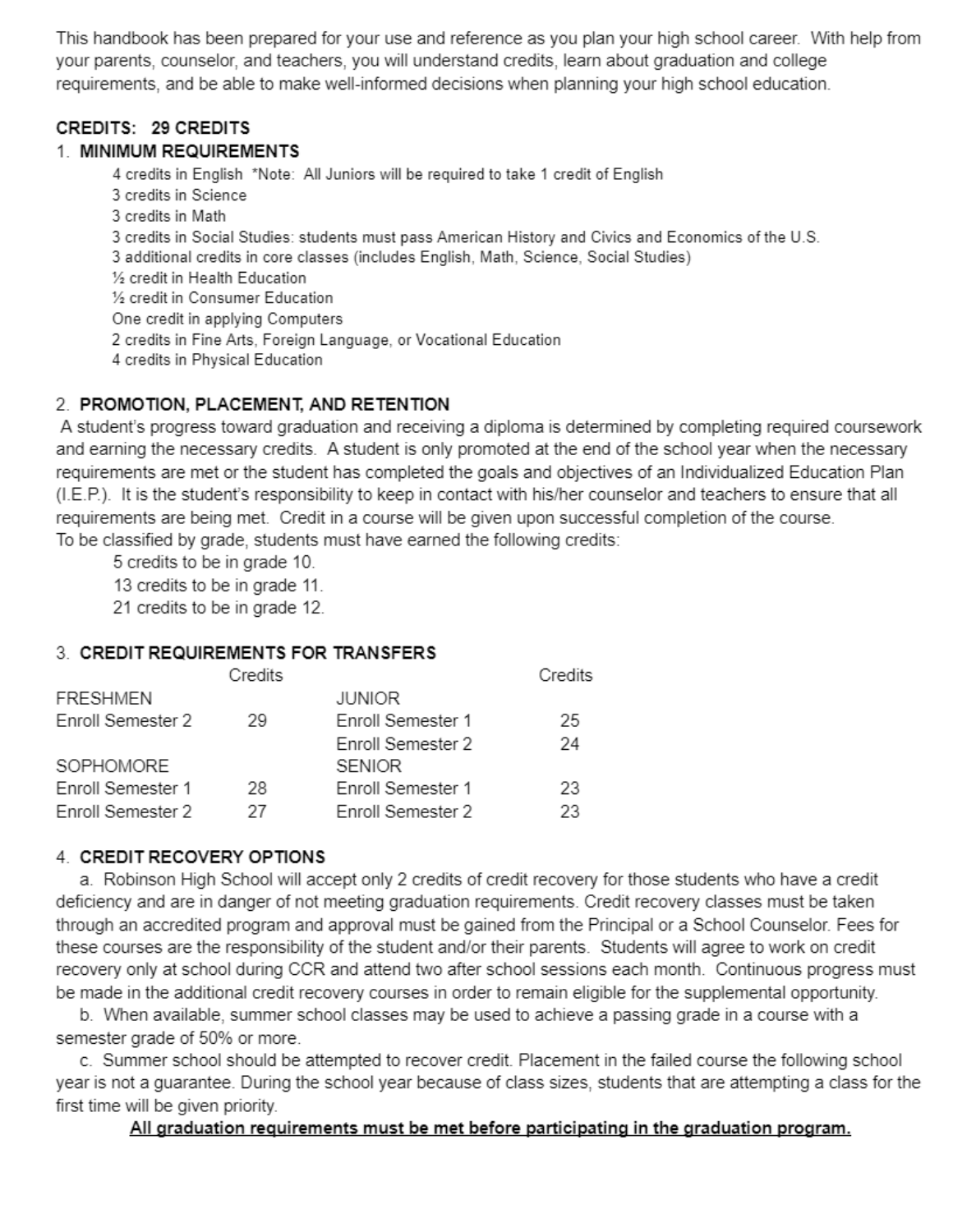This handbook has been prepared for your use and reference as you plan your high school career. With help from your parents, counselor, and teachers, you will understand credits, learn about graduation and college requirements, and be able to make well-informed decisions when planning your high school education.

**CREDITS: 29 CREDITS**

1. **MINIMUM REQUIREMENTS**

    4 credits in English *Note: All Juniors will be required to take 1 credit of English
    3 credits in Science
    3 credits in Math
    3 credits in Social Studies: students must pass American History and Civics and Economics of the U.S.
    3 additional credits in core classes (includes English, Math, Science, Social Studies)
    ½ credit in Health Education
    ½ credit in Consumer Education
    One credit in applying Computers
    2 credits in Fine Arts, Foreign Language, or Vocational Education
    4 credits in Physical Education

2. **PROMOTION, PLACEMENT, AND RETENTION**

A student's progress toward graduation and receiving a diploma is determined by completing required coursework and earning the necessary credits. A student is only promoted at the end of the school year when the necessary requirements are met or the student has completed the goals and objectives of an Individualized Education Plan (I.E.P.). It is the student's responsibility to keep in contact with his/her counselor and teachers to ensure that all requirements are being met. Credit in a course will be given upon successful completion of the course.
To be classified by grade, students must have earned the following credits:

    5 credits to be in grade 10.
    13 credits to be in grade 11.
    21 credits to be in grade 12.

3. **CREDIT REQUIREMENTS FOR TRANSFERS**

| | Credits | | Credits |
|---|---|---|---|
| FRESHMEN | | JUNIOR | |
| Enroll Semester 2 | 29 | Enroll Semester 1 | 25 |
| | | Enroll Semester 2 | 24 |
| SOPHOMORE | | SENIOR | |
| Enroll Semester 1 | 28 | Enroll Semester 1 | 23 |
| Enroll Semester 2 | 27 | Enroll Semester 2 | 23 |

4. **CREDIT RECOVERY OPTIONS**

    a. Robinson High School will accept only 2 credits of credit recovery for those students who have a credit deficiency and are in danger of not meeting graduation requirements. Credit recovery classes must be taken through an accredited program and approval must be gained from the Principal or a School Counselor. Fees for these courses are the responsibility of the student and/or their parents. Students will agree to work on credit recovery only at school during CCR and attend two after school sessions each month. Continuous progress must be made in the additional credit recovery courses in order to remain eligible for the supplemental opportunity.

    b. When available, summer school classes may be used to achieve a passing grade in a course with a semester grade of 50% or more.

    c. Summer school should be attempted to recover credit. Placement in the failed course the following school year is not a guarantee. During the school year because of class sizes, students that are attempting a class for the first time will be given priority.

**<u>All graduation requirements must be met before participating in the graduation program.</u>**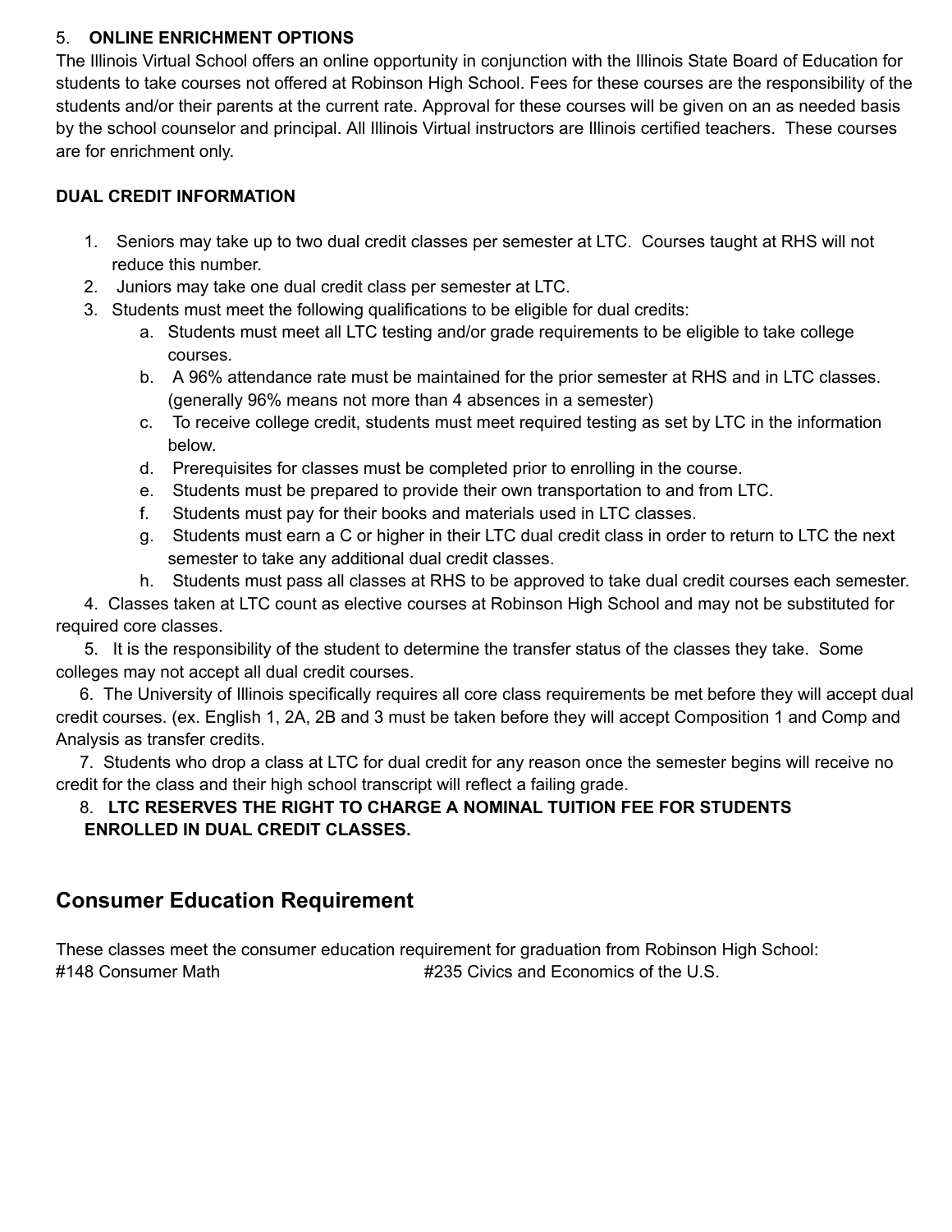5. **ONLINE ENRICHMENT OPTIONS**

The Illinois Virtual School offers an online opportunity in conjunction with the Illinois State Board of Education for students to take courses not offered at Robinson High School. Fees for these courses are the responsibility of the students and/or their parents at the current rate. Approval for these courses will be given on an as needed basis by the school counselor and principal. All Illinois Virtual instructors are Illinois certified teachers. These courses are for enrichment only.

**DUAL CREDIT INFORMATION**

1. Seniors may take up to two dual credit classes per semester at LTC. Courses taught at RHS will not reduce this number.
2. Juniors may take one dual credit class per semester at LTC.
3. Students must meet the following qualifications to be eligible for dual credits:
   a. Students must meet all LTC testing and/or grade requirements to be eligible to take college courses.
   b. A 96% attendance rate must be maintained for the prior semester at RHS and in LTC classes. (generally 96% means not more than 4 absences in a semester)
   c. To receive college credit, students must meet required testing as set by LTC in the information below.
   d. Prerequisites for classes must be completed prior to enrolling in the course.
   e. Students must be prepared to provide their own transportation to and from LTC.
   f. Students must pay for their books and materials used in LTC classes.
   g. Students must earn a C or higher in their LTC dual credit class in order to return to LTC the next semester to take any additional dual credit classes.
   h. Students must pass all classes at RHS to be approved to take dual credit courses each semester.
4. Classes taken at LTC count as elective courses at Robinson High School and may not be substituted for required core classes.
5. It is the responsibility of the student to determine the transfer status of the classes they take. Some colleges may not accept all dual credit courses.
6. The University of Illinois specifically requires all core class requirements be met before they will accept dual credit courses. (ex. English 1, 2A, 2B and 3 must be taken before they will accept Composition 1 and Comp and Analysis as transfer credits.
7. Students who drop a class at LTC for dual credit for any reason once the semester begins will receive no credit for the class and their high school transcript will reflect a failing grade.
8. **LTC RESERVES THE RIGHT TO CHARGE A NOMINAL TUITION FEE FOR STUDENTS ENROLLED IN DUAL CREDIT CLASSES.**

## Consumer Education Requirement

These classes meet the consumer education requirement for graduation from Robinson High School:

#148 Consumer Math

#235 Civics and Economics of the U.S.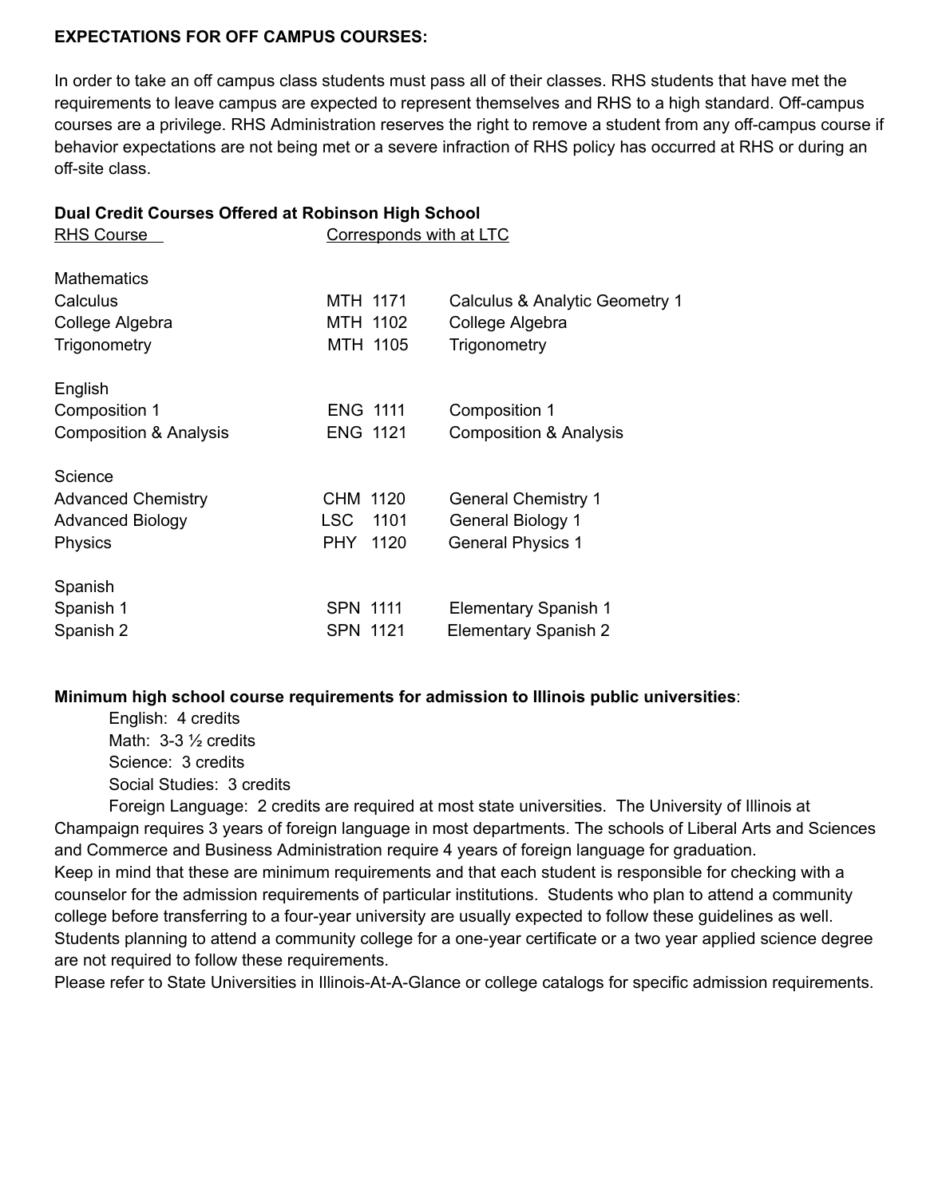**EXPECTATIONS FOR OFF CAMPUS COURSES:**

In order to take an off campus class students must pass all of their classes. RHS students that have met the requirements to leave campus are expected to represent themselves and RHS to a high standard. Off-campus courses are a privilege. RHS Administration reserves the right to remove a student from any off-campus course if behavior expectations are not being met or a severe infraction of RHS policy has occurred at RHS or during an off-site class.

**Dual Credit Courses Offered at Robinson High School**

| RHS Course | Corresponds with at LTC | |
|---|---|---|
| **Mathematics** | | |
| Calculus | MTH 1171 | Calculus & Analytic Geometry 1 |
| College Algebra | MTH 1102 | College Algebra |
| Trigonometry | MTH 1105 | Trigonometry |
| **English** | | |
| Composition 1 | ENG 1111 | Composition 1 |
| Composition & Analysis | ENG 1121 | Composition & Analysis |
| **Science** | | |
| Advanced Chemistry | CHM 1120 | General Chemistry 1 |
| Advanced Biology | LSC 1101 | General Biology 1 |
| Physics | PHY 1120 | General Physics 1 |
| **Spanish** | | |
| Spanish 1 | SPN 1111 | Elementary Spanish 1 |
| Spanish 2 | SPN 1121 | Elementary Spanish 2 |

**Minimum high school course requirements for admission to Illinois public universities**:

- English: 4 credits
- Math: 3-3 ½ credits
- Science: 3 credits
- Social Studies: 3 credits
- Foreign Language: 2 credits are required at most state universities. The University of Illinois at Champaign requires 3 years of foreign language in most departments. The schools of Liberal Arts and Sciences and Commerce and Business Administration require 4 years of foreign language for graduation.

Keep in mind that these are minimum requirements and that each student is responsible for checking with a counselor for the admission requirements of particular institutions. Students who plan to attend a community college before transferring to a four-year university are usually expected to follow these guidelines as well. Students planning to attend a community college for a one-year certificate or a two year applied science degree are not required to follow these requirements.

Please refer to State Universities in Illinois-At-A-Glance or college catalogs for specific admission requirements.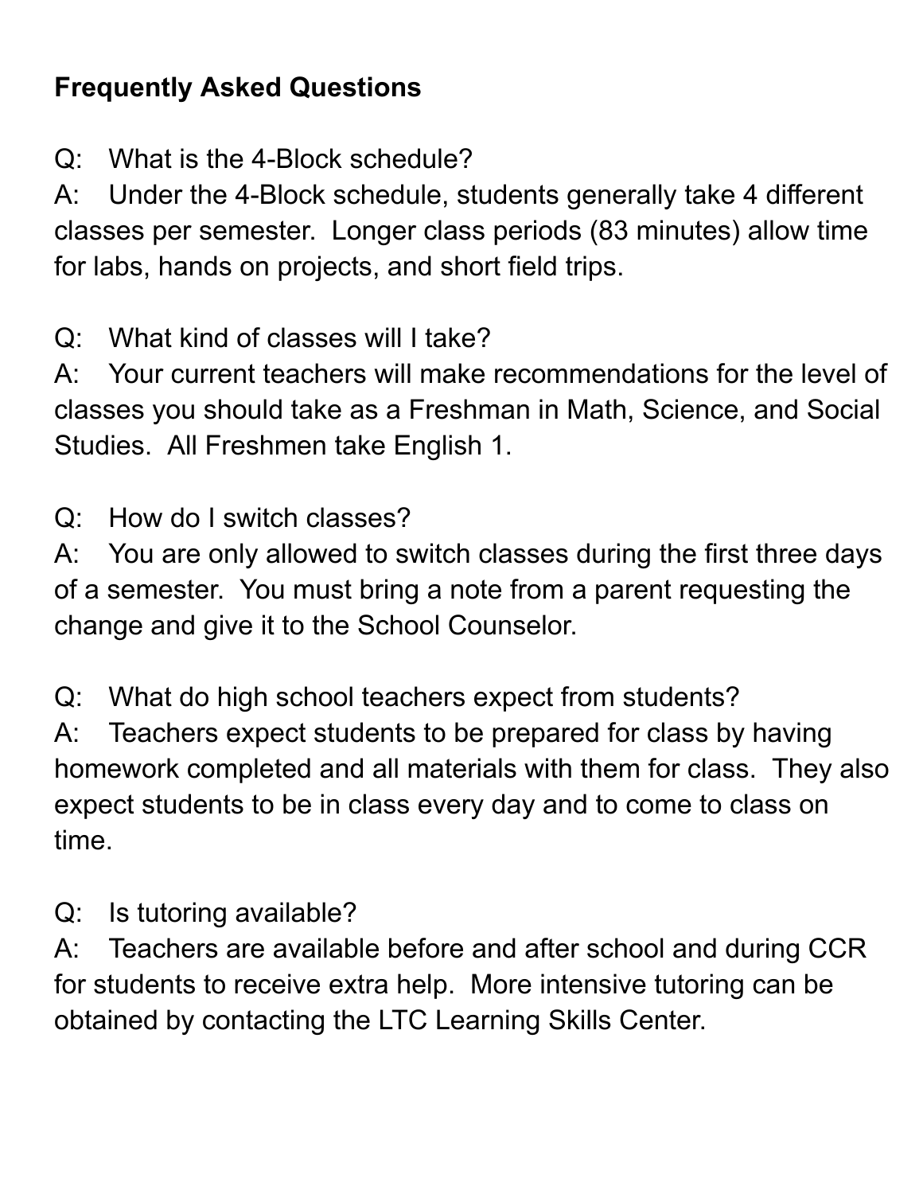**Frequently Asked Questions**

Q: What is the 4-Block schedule?
A: Under the 4-Block schedule, students generally take 4 different classes per semester. Longer class periods (83 minutes) allow time for labs, hands on projects, and short field trips.

Q: What kind of classes will I take?
A: Your current teachers will make recommendations for the level of classes you should take as a Freshman in Math, Science, and Social Studies. All Freshmen take English 1.

Q: How do I switch classes?
A: You are only allowed to switch classes during the first three days of a semester. You must bring a note from a parent requesting the change and give it to the School Counselor.

Q: What do high school teachers expect from students?
A: Teachers expect students to be prepared for class by having homework completed and all materials with them for class. They also expect students to be in class every day and to come to class on time.

Q: Is tutoring available?
A: Teachers are available before and after school and during CCR for students to receive extra help. More intensive tutoring can be obtained by contacting the LTC Learning Skills Center.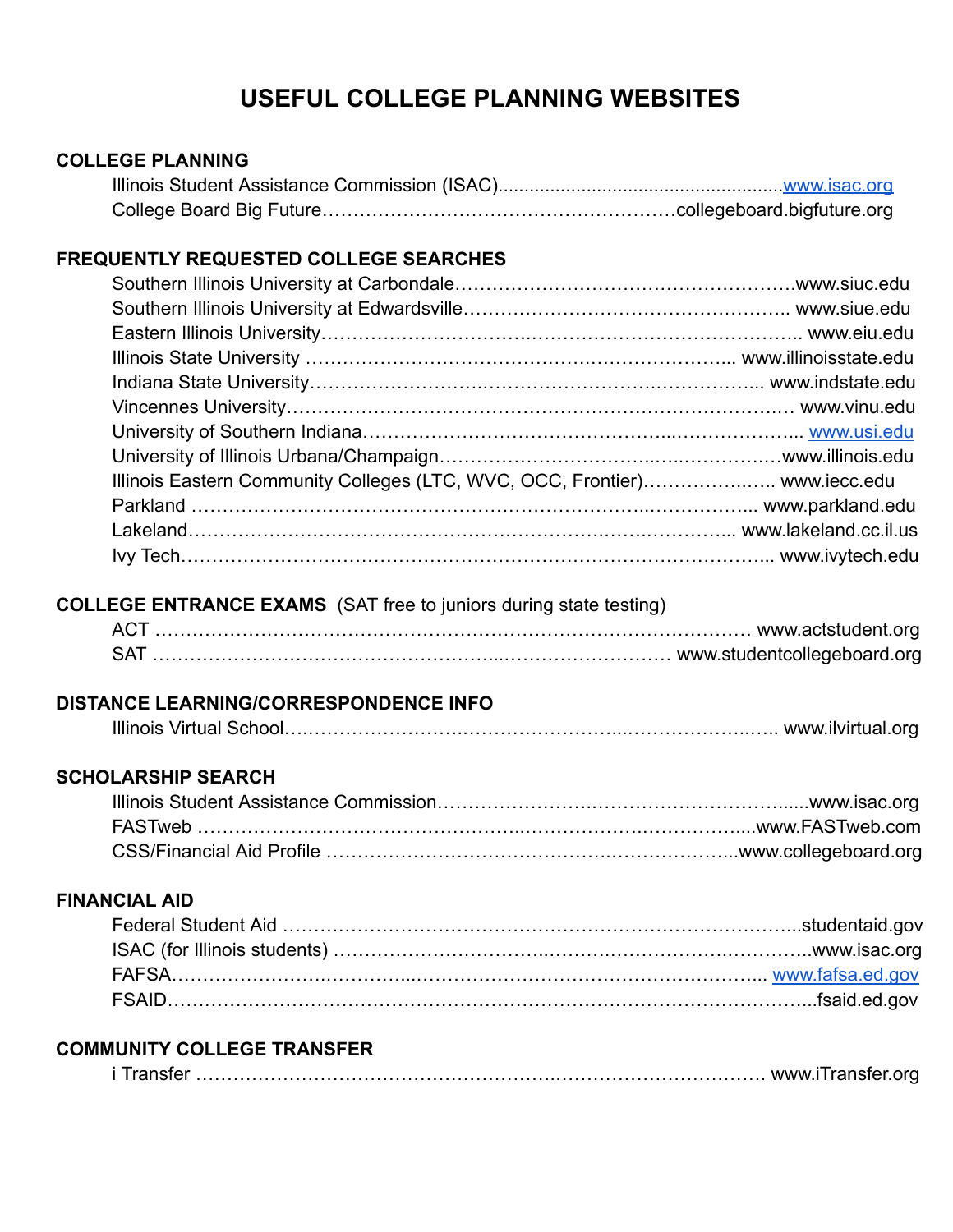# USEFUL COLLEGE PLANNING WEBSITES

## COLLEGE PLANNING

Illinois Student Assistance Commission (ISAC)......................................................www.isac.org
College Board Big Future……………………………………………….collegeboard.bigfuture.org

## FREQUENTLY REQUESTED COLLEGE SEARCHES

Southern Illinois University at Carbondale……………………………………………….www.siuc.edu
Southern Illinois University at Edwardsville…………………………………………….. www.siue.edu
Eastern Illinois University…………………………..…………………………………….. www.eiu.edu
Illinois State University …………………………………….………………….. www.illinoisstate.edu
Indiana State University…………………….…………………………….……………….. www.indstate.edu
Vincennes University…………………………………………………………………….… www.vinu.edu
University of Southern Indiana………………………………………...………………….. www.usi.edu
University of Illinois Urbana/Champaign…………………….……..….……………….…www.illinois.edu
Illinois Eastern Community Colleges (LTC, WVC, OCC, Frontier)………………..….. www.iecc.edu
Parkland ………………………………………………………………….……………….. www.parkland.edu
Lakeland…………………………………………………………….……..…………….. www.lakeland.cc.il.us
Ivy Tech…………………………………………………………………………………….. www.ivytech.edu

## COLLEGE ENTRANCE EXAMS (SAT free to juniors during state testing)

ACT ……………………………………………………………………………………… www.actstudent.org
SAT ………………………………………………...……………………… www.studentcollegeboard.org

## DISTANCE LEARNING/CORRESPONDENCE INFO

Illinois Virtual School…..……………………..……………………...…………………..….. www.ilvirtual.org

## SCHOLARSHIP SEARCH

Illinois Student Assistance Commission……………………….………………………......www.isac.org
FASTweb ………………………………………...……………….……..………....www.FASTweb.com
CSS/Financial Aid Profile ……………………………………….………………...www.collegeboard.org

## FINANCIAL AID

Federal Student Aid ………………………………………………………………………...studentaid.gov
ISAC (for Illinois students) ……………………………..…………….………………..………..www.isac.org
FAFSA…………………….……….....……………………………………………….... www.fafsa.ed.gov
FSAID………………………………………………………………………………………...fsaid.ed.gov

## COMMUNITY COLLEGE TRANSFER

i Transfer ……………………………………………….………………………… www.iTransfer.org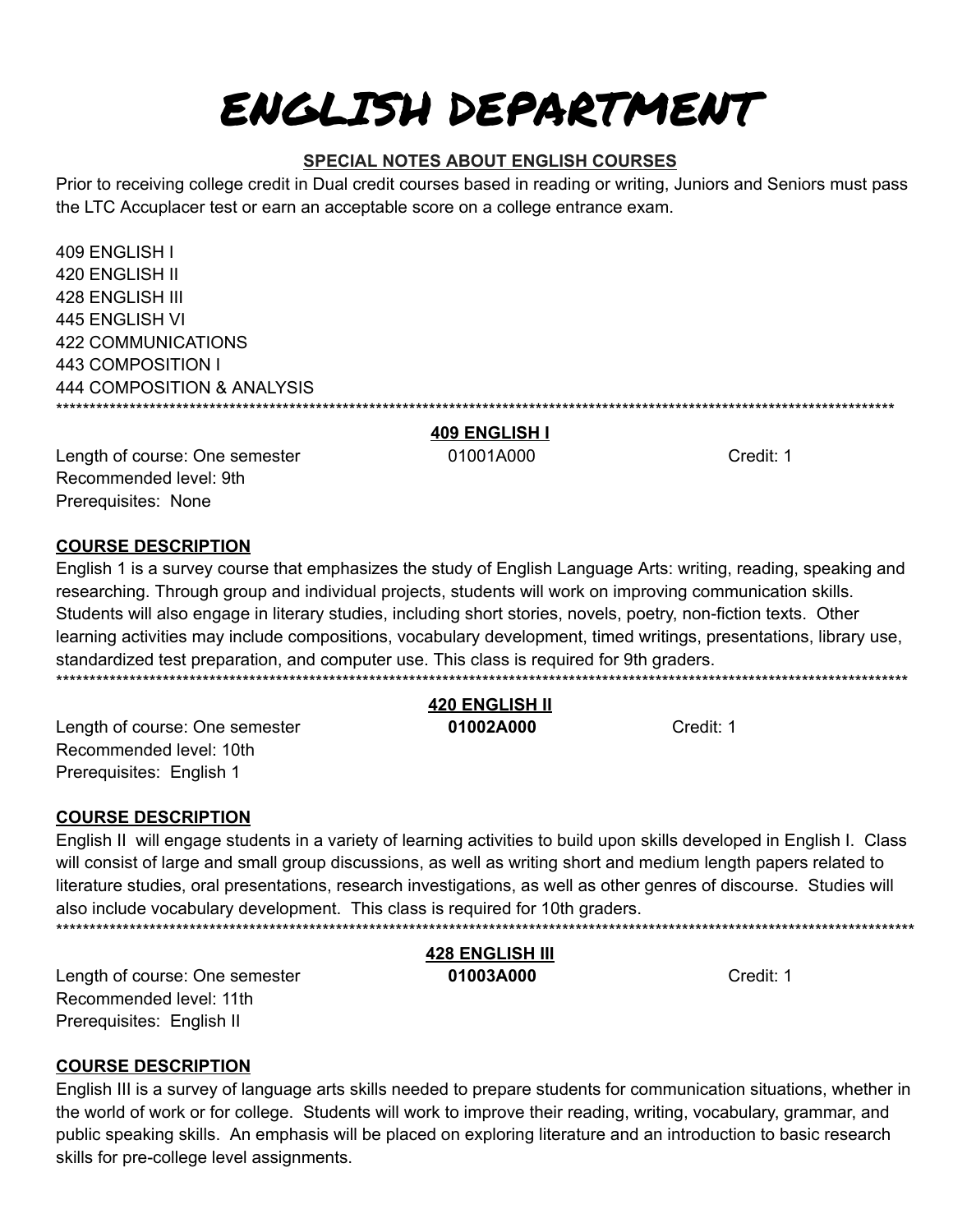# ENGLISH DEPARTMENT

**SPECIAL NOTES ABOUT ENGLISH COURSES**

Prior to receiving college credit in Dual credit courses based in reading or writing, Juniors and Seniors must pass the LTC Accuplacer test or earn an acceptable score on a college entrance exam.

409 ENGLISH I
420 ENGLISH II
428 ENGLISH III
445 ENGLISH VI
422 COMMUNICATIONS
443 COMPOSITION I
444 COMPOSITION & ANALYSIS

***

## 409 ENGLISH I

Length of course: One semester — 01001A000 — Credit: 1
Recommended level: 9th
Prerequisites: None

**COURSE DESCRIPTION**

English 1 is a survey course that emphasizes the study of English Language Arts: writing, reading, speaking and researching. Through group and individual projects, students will work on improving communication skills. Students will also engage in literary studies, including short stories, novels, poetry, non-fiction texts. Other learning activities may include compositions, vocabulary development, timed writings, presentations, library use, standardized test preparation, and computer use. This class is required for 9th graders.

***

## 420 ENGLISH II

Length of course: One semester — **01002A000** — Credit: 1
Recommended level: 10th
Prerequisites: English 1

**COURSE DESCRIPTION**

English II will engage students in a variety of learning activities to build upon skills developed in English I. Class will consist of large and small group discussions, as well as writing short and medium length papers related to literature studies, oral presentations, research investigations, as well as other genres of discourse. Studies will also include vocabulary development. This class is required for 10th graders.

***

## 428 ENGLISH III

Length of course: One semester — **01003A000** — Credit: 1
Recommended level: 11th
Prerequisites: English II

**COURSE DESCRIPTION**

English III is a survey of language arts skills needed to prepare students for communication situations, whether in the world of work or for college. Students will work to improve their reading, writing, vocabulary, grammar, and public speaking skills. An emphasis will be placed on exploring literature and an introduction to basic research skills for pre-college level assignments.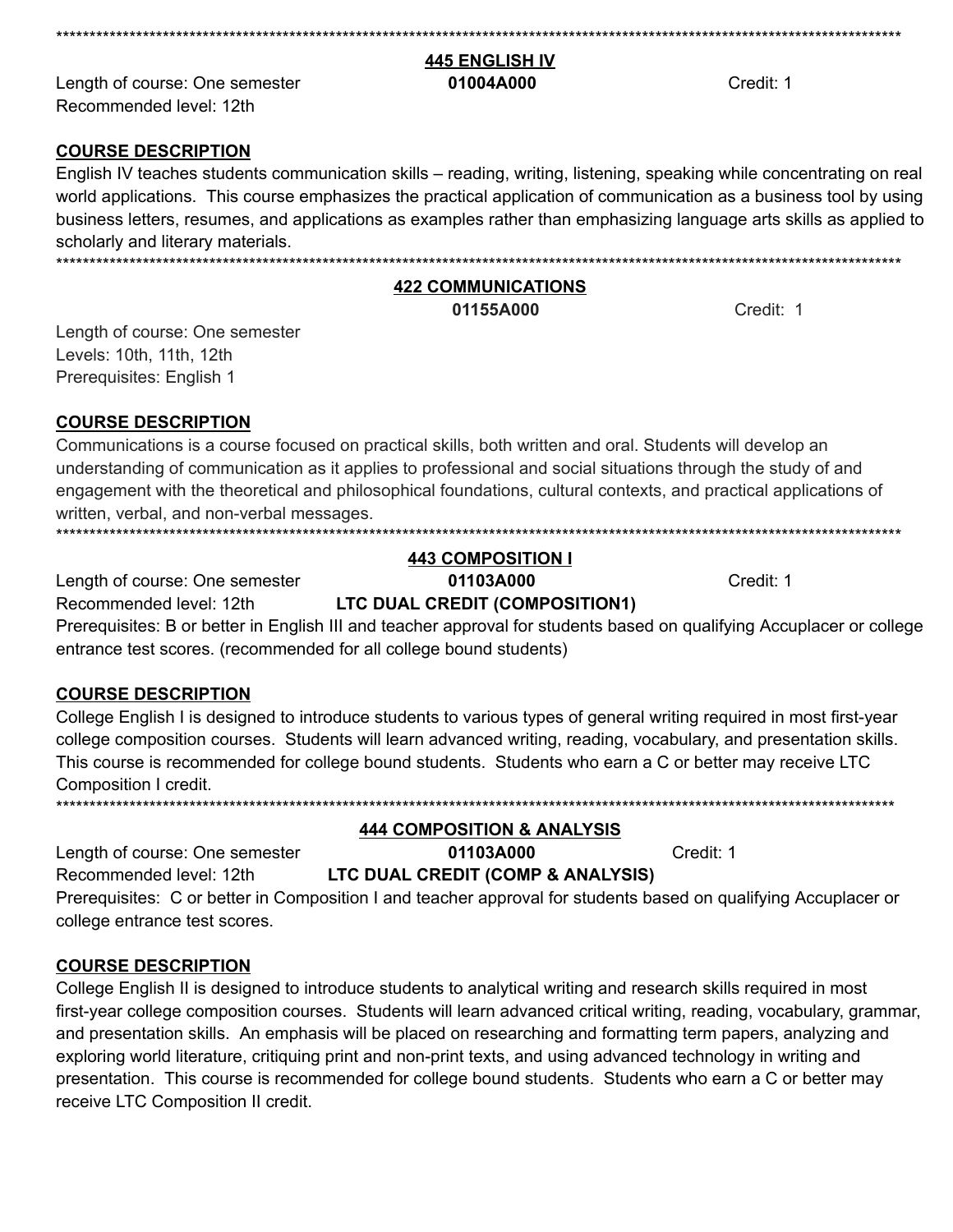***************************************************************************************************************************

## 445 ENGLISH IV

Length of course: One semester **01004A000** Credit: 1
Recommended level: 12th

**COURSE DESCRIPTION**

English IV teaches students communication skills – reading, writing, listening, speaking while concentrating on real world applications. This course emphasizes the practical application of communication as a business tool by using business letters, resumes, and applications as examples rather than emphasizing language arts skills as applied to scholarly and literary materials.

***************************************************************************************************************************

## 422 COMMUNICATIONS

**01155A000** Credit: 1

Length of course: One semester
Levels: 10th, 11th, 12th
Prerequisites: English 1

**COURSE DESCRIPTION**

Communications is a course focused on practical skills, both written and oral. Students will develop an understanding of communication as it applies to professional and social situations through the study of and engagement with the theoretical and philosophical foundations, cultural contexts, and practical applications of written, verbal, and non-verbal messages.

***************************************************************************************************************************

## 443 COMPOSITION I

Length of course: One semester **01103A000** Credit: 1
Recommended level: 12th **LTC DUAL CREDIT (COMPOSITION1)**
Prerequisites: B or better in English III and teacher approval for students based on qualifying Accuplacer or college entrance test scores. (recommended for all college bound students)

**COURSE DESCRIPTION**

College English I is designed to introduce students to various types of general writing required in most first-year college composition courses. Students will learn advanced writing, reading, vocabulary, and presentation skills. This course is recommended for college bound students. Students who earn a C or better may receive LTC Composition I credit.

***************************************************************************************************************************

## 444 COMPOSITION & ANALYSIS

Length of course: One semester **01103A000** Credit: 1
Recommended level: 12th **LTC DUAL CREDIT (COMP & ANALYSIS)**
Prerequisites: C or better in Composition I and teacher approval for students based on qualifying Accuplacer or college entrance test scores.

**COURSE DESCRIPTION**

College English II is designed to introduce students to analytical writing and research skills required in most first-year college composition courses. Students will learn advanced critical writing, reading, vocabulary, grammar, and presentation skills. An emphasis will be placed on researching and formatting term papers, analyzing and exploring world literature, critiquing print and non-print texts, and using advanced technology in writing and presentation. This course is recommended for college bound students. Students who earn a C or better may receive LTC Composition II credit.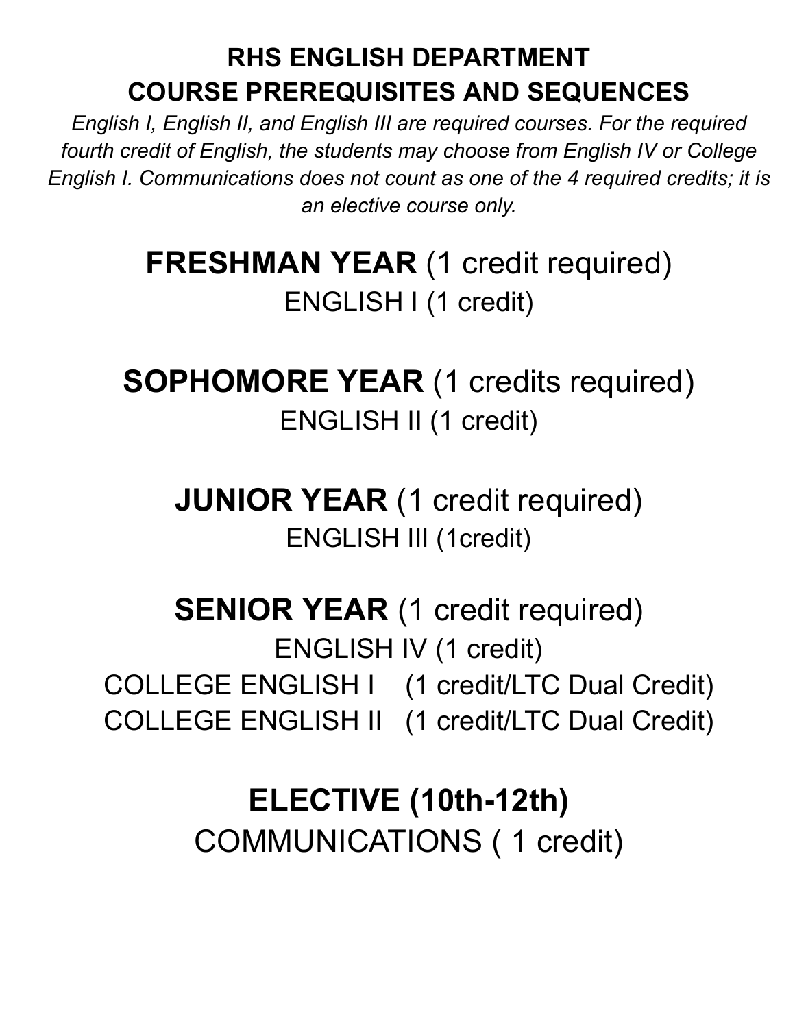# RHS ENGLISH DEPARTMENT
# COURSE PREREQUISITES AND SEQUENCES

*English I, English II, and English III are required courses. For the required fourth credit of English, the students may choose from English IV or College English I. Communications does not count as one of the 4 required credits; it is an elective course only.*

## **FRESHMAN YEAR** (1 credit required)

ENGLISH I (1 credit)

## **SOPHOMORE YEAR** (1 credits required)

ENGLISH II (1 credit)

## **JUNIOR YEAR** (1 credit required)

ENGLISH III (1credit)

## **SENIOR YEAR** (1 credit required)

ENGLISH IV (1 credit)

COLLEGE ENGLISH I (1 credit/LTC Dual Credit)

COLLEGE ENGLISH II (1 credit/LTC Dual Credit)

## **ELECTIVE (10th-12th)**

COMMUNICATIONS ( 1 credit)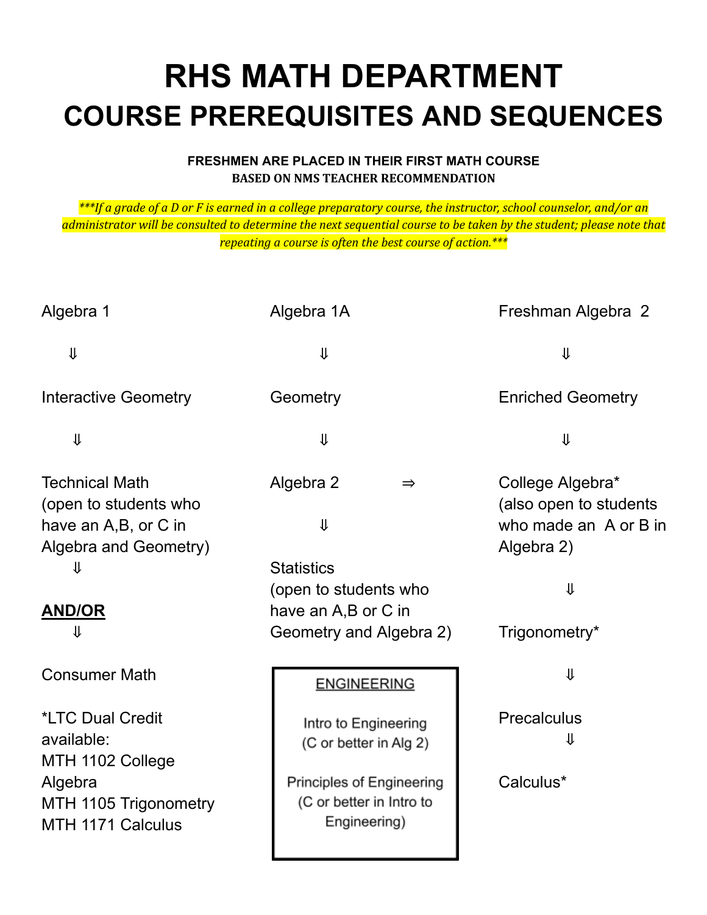# RHS MATH DEPARTMENT
## COURSE PREREQUISITES AND SEQUENCES

**FRESHMEN ARE PLACED IN THEIR FIRST MATH COURSE BASED ON NMS TEACHER RECOMMENDATION**

****If a grade of a D or F is earned in a college preparatory course, the instructor, school counselor, and/or an administrator will be consulted to determine the next sequential course to be taken by the student; please note that repeating a course is often the best course of action.****

Algebra 1

⇓

Interactive Geometry

⇓

Technical Math (open to students who have an A,B, or C in Algebra and Geometry)

⇓

**AND/OR**

⇓

Consumer Math

*LTC Dual Credit available:
MTH 1102 College Algebra
MTH 1105 Trigonometry
MTH 1171 Calculus

Algebra 1A

⇓

Geometry

⇓

Algebra 2 ⇒ College Algebra*

⇓

Statistics (open to students who have an A,B or C in Geometry and Algebra 2)

**ENGINEERING**

Intro to Engineering (C or better in Alg 2)

Principles of Engineering (C or better in Intro to Engineering)

Freshman Algebra 2

⇓

Enriched Geometry

⇓

College Algebra* (also open to students who made an A or B in Algebra 2)

⇓

Trigonometry*

⇓

Precalculus

⇓

Calculus*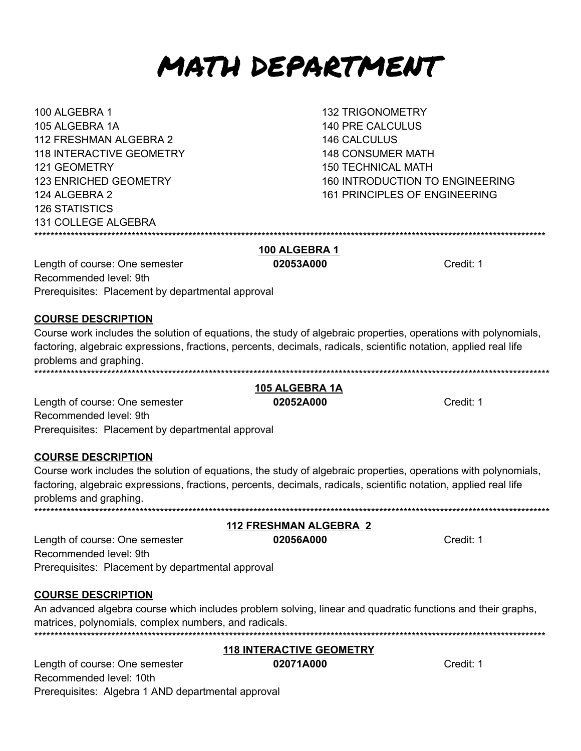# MATH DEPARTMENT

100 ALGEBRA 1
105 ALGEBRA 1A
112 FRESHMAN ALGEBRA 2
118 INTERACTIVE GEOMETRY
121 GEOMETRY
123 ENRICHED GEOMETRY
124 ALGEBRA 2
126 STATISTICS
131 COLLEGE ALGEBRA
132 TRIGONOMETRY
140 PRE CALCULUS
146 CALCULUS
148 CONSUMER MATH
150 TECHNICAL MATH
160 INTRODUCTION TO ENGINEERING
161 PRINCIPLES OF ENGINEERING

***************************************************************************************************************************

## 100 ALGEBRA 1

Length of course: One semester **02053A000** Credit: 1
Recommended level: 9th
Prerequisites: Placement by departmental approval

**COURSE DESCRIPTION**

Course work includes the solution of equations, the study of algebraic properties, operations with polynomials, factoring, algebraic expressions, fractions, percents, decimals, radicals, scientific notation, applied real life problems and graphing.

***************************************************************************************************************************

## 105 ALGEBRA 1A

Length of course: One semester **02052A000** Credit: 1
Recommended level: 9th
Prerequisites: Placement by departmental approval

**COURSE DESCRIPTION**

Course work includes the solution of equations, the study of algebraic properties, operations with polynomials, factoring, algebraic expressions, fractions, percents, decimals, radicals, scientific notation, applied real life problems and graphing.

***************************************************************************************************************************

## 112 FRESHMAN ALGEBRA 2

Length of course: One semester **02056A000** Credit: 1
Recommended level: 9th
Prerequisites: Placement by departmental approval

**COURSE DESCRIPTION**

An advanced algebra course which includes problem solving, linear and quadratic functions and their graphs, matrices, polynomials, complex numbers, and radicals.

***************************************************************************************************************************

## 118 INTERACTIVE GEOMETRY

Length of course: One semester **02071A000** Credit: 1
Recommended level: 10th
Prerequisites: Algebra 1 AND departmental approval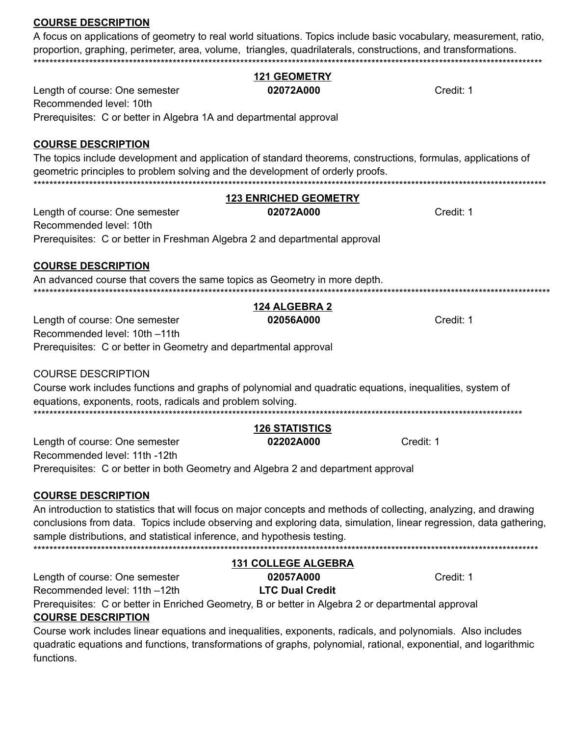**COURSE DESCRIPTION**

A focus on applications of geometry to real world situations. Topics include basic vocabulary, measurement, ratio, proportion, graphing, perimeter, area, volume, triangles, quadrilaterals, constructions, and transformations.

***

**121 GEOMETRY**

Length of course: One semester **02072A000** Credit: 1

Recommended level: 10th

Prerequisites: C or better in Algebra 1A and departmental approval

**COURSE DESCRIPTION**

The topics include development and application of standard theorems, constructions, formulas, applications of geometric principles to problem solving and the development of orderly proofs.

***

**123 ENRICHED GEOMETRY**

Length of course: One semester **02072A000** Credit: 1

Recommended level: 10th

Prerequisites: C or better in Freshman Algebra 2 and departmental approval

**COURSE DESCRIPTION**

An advanced course that covers the same topics as Geometry in more depth.

***

**124 ALGEBRA 2**

Length of course: One semester **02056A000** Credit: 1

Recommended level: 10th –11th

Prerequisites: C or better in Geometry and departmental approval

COURSE DESCRIPTION

Course work includes functions and graphs of polynomial and quadratic equations, inequalities, system of equations, exponents, roots, radicals and problem solving.

***

**126 STATISTICS**

Length of course: One semester **02202A000** Credit: 1

Recommended level: 11th -12th

Prerequisites: C or better in both Geometry and Algebra 2 and department approval

**COURSE DESCRIPTION**

An introduction to statistics that will focus on major concepts and methods of collecting, analyzing, and drawing conclusions from data. Topics include observing and exploring data, simulation, linear regression, data gathering, sample distributions, and statistical inference, and hypothesis testing.

***

**131 COLLEGE ALGEBRA**

Length of course: One semester **02057A000** Credit: 1

Recommended level: 11th –12th **LTC Dual Credit**

Prerequisites: C or better in Enriched Geometry, B or better in Algebra 2 or departmental approval

**COURSE DESCRIPTION**

Course work includes linear equations and inequalities, exponents, radicals, and polynomials. Also includes quadratic equations and functions, transformations of graphs, polynomial, rational, exponential, and logarithmic functions.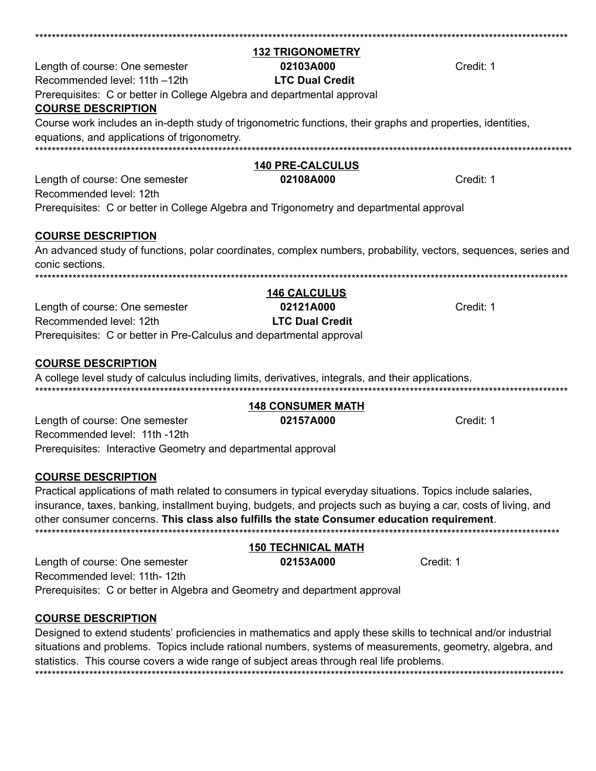## 132 TRIGONOMETRY

Length of course: One semester — **02103A000** — Credit: 1

Recommended level: 11th –12th — **LTC Dual Credit**

Prerequisites: C or better in College Algebra and departmental approval

**COURSE DESCRIPTION**

Course work includes an in-depth study of trigonometric functions, their graphs and properties, identities, equations, and applications of trigonometry.

## 140 PRE-CALCULUS

Length of course: One semester — **02108A000** — Credit: 1

Recommended level: 12th

Prerequisites: C or better in College Algebra and Trigonometry and departmental approval

**COURSE DESCRIPTION**

An advanced study of functions, polar coordinates, complex numbers, probability, vectors, sequences, series and conic sections.

## 146 CALCULUS

Length of course: One semester — **02121A000** — Credit: 1

Recommended level: 12th — **LTC Dual Credit**

Prerequisites: C or better in Pre-Calculus and departmental approval

**COURSE DESCRIPTION**

A college level study of calculus including limits, derivatives, integrals, and their applications.

## 148 CONSUMER MATH

Length of course: One semester — **02157A000** — Credit: 1

Recommended level: 11th -12th

Prerequisites: Interactive Geometry and departmental approval

**COURSE DESCRIPTION**

Practical applications of math related to consumers in typical everyday situations. Topics include salaries, insurance, taxes, banking, installment buying, budgets, and projects such as buying a car, costs of living, and other consumer concerns. **This class also fulfills the state Consumer education requirement**.

## 150 TECHNICAL MATH

Length of course: One semester — **02153A000** — Credit: 1

Recommended level: 11th- 12th

Prerequisites: C or better in Algebra and Geometry and department approval

**COURSE DESCRIPTION**

Designed to extend students' proficiencies in mathematics and apply these skills to technical and/or industrial situations and problems. Topics include rational numbers, systems of measurements, geometry, algebra, and statistics. This course covers a wide range of subject areas through real life problems.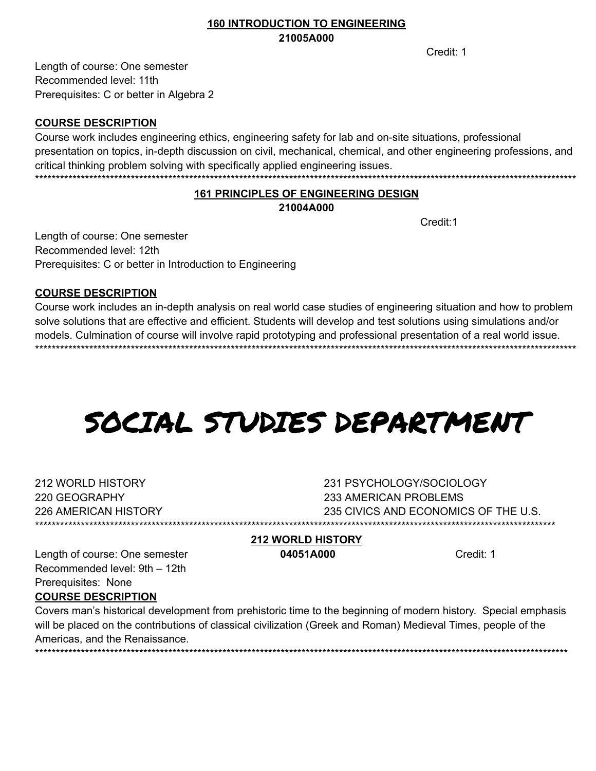### 160 INTRODUCTION TO ENGINEERING
**21005A000**

Credit: 1

Length of course: One semester
Recommended level: 11th
Prerequisites: C or better in Algebra 2

**COURSE DESCRIPTION**

Course work includes engineering ethics, engineering safety for lab and on-site situations, professional presentation on topics, in-depth discussion on civil, mechanical, chemical, and other engineering professions, and critical thinking problem solving with specifically applied engineering issues.

---

### 161 PRINCIPLES OF ENGINEERING DESIGN
**21004A000**

Credit:1

Length of course: One semester
Recommended level: 12th
Prerequisites: C or better in Introduction to Engineering

**COURSE DESCRIPTION**

Course work includes an in-depth analysis on real world case studies of engineering situation and how to problem solve solutions that are effective and efficient. Students will develop and test solutions using simulations and/or models. Culmination of course will involve rapid prototyping and professional presentation of a real world issue.

---

# SOCIAL STUDIES DEPARTMENT

212 WORLD HISTORY
220 GEOGRAPHY
226 AMERICAN HISTORY
231 PSYCHOLOGY/SOCIOLOGY
233 AMERICAN PROBLEMS
235 CIVICS AND ECONOMICS OF THE U.S.

---

### 212 WORLD HISTORY
**04051A000**

Credit: 1

Length of course: One semester
Recommended level: 9th – 12th
Prerequisites: None

**COURSE DESCRIPTION**

Covers man's historical development from prehistoric time to the beginning of modern history. Special emphasis will be placed on the contributions of classical civilization (Greek and Roman) Medieval Times, people of the Americas, and the Renaissance.

---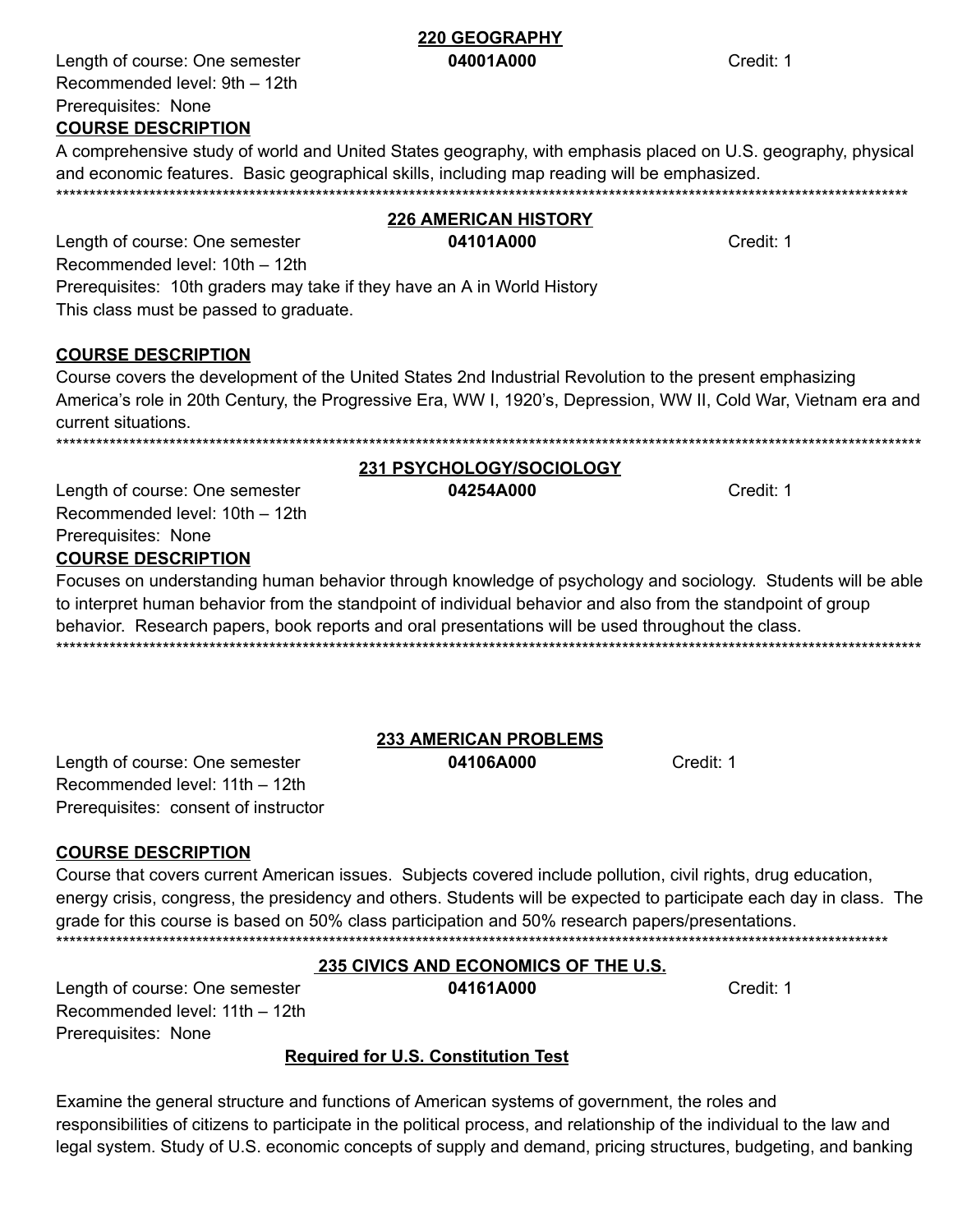## 220 GEOGRAPHY

Length of course: One semester **04001A000** Credit: 1
Recommended level: 9th – 12th
Prerequisites: None

**COURSE DESCRIPTION**

A comprehensive study of world and United States geography, with emphasis placed on U.S. geography, physical and economic features. Basic geographical skills, including map reading will be emphasized.

*************************************************************************************************************************************

## 226 AMERICAN HISTORY

Length of course: One semester **04101A000** Credit: 1
Recommended level: 10th – 12th
Prerequisites: 10th graders may take if they have an A in World History
This class must be passed to graduate.

**COURSE DESCRIPTION**

Course covers the development of the United States 2nd Industrial Revolution to the present emphasizing America's role in 20th Century, the Progressive Era, WW I, 1920's, Depression, WW II, Cold War, Vietnam era and current situations.

*************************************************************************************************************************************

## 231 PSYCHOLOGY/SOCIOLOGY

Length of course: One semester **04254A000** Credit: 1
Recommended level: 10th – 12th
Prerequisites: None

**COURSE DESCRIPTION**

Focuses on understanding human behavior through knowledge of psychology and sociology. Students will be able to interpret human behavior from the standpoint of individual behavior and also from the standpoint of group behavior. Research papers, book reports and oral presentations will be used throughout the class.

*************************************************************************************************************************************

## 233 AMERICAN PROBLEMS

Length of course: One semester **04106A000** Credit: 1
Recommended level: 11th – 12th
Prerequisites: consent of instructor

**COURSE DESCRIPTION**

Course that covers current American issues. Subjects covered include pollution, civil rights, drug education, energy crisis, congress, the presidency and others. Students will be expected to participate each day in class. The grade for this course is based on 50% class participation and 50% research papers/presentations.

*************************************************************************************************************************************

## 235 CIVICS AND ECONOMICS OF THE U.S.

Length of course: One semester **04161A000** Credit: 1
Recommended level: 11th – 12th
Prerequisites: None

**Required for U.S. Constitution Test**

Examine the general structure and functions of American systems of government, the roles and responsibilities of citizens to participate in the political process, and relationship of the individual to the law and legal system. Study of U.S. economic concepts of supply and demand, pricing structures, budgeting, and banking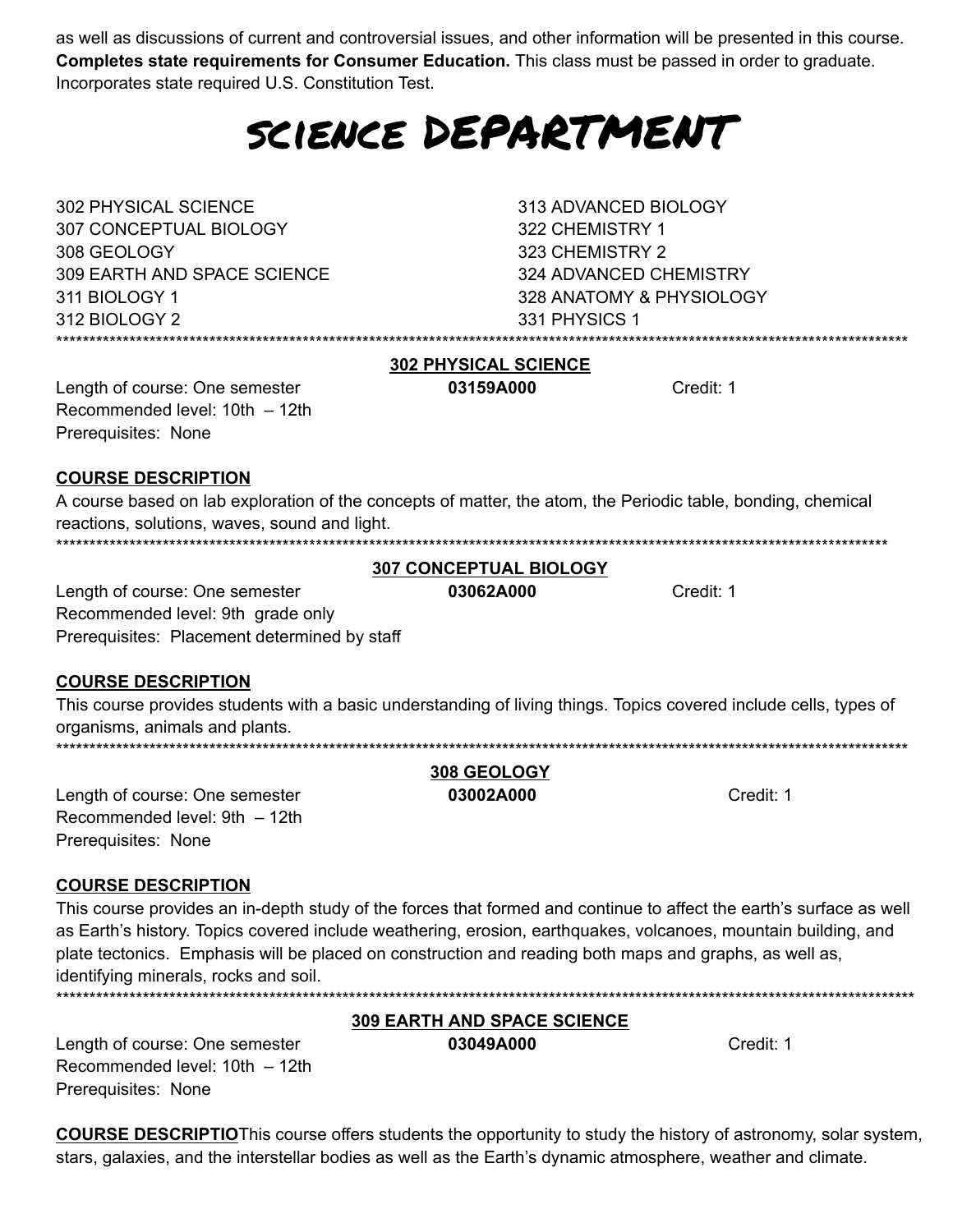as well as discussions of current and controversial issues, and other information will be presented in this course. **Completes state requirements for Consumer Education.** This class must be passed in order to graduate. Incorporates state required U.S. Constitution Test.

# SCIENCE DEPARTMENT

302 PHYSICAL SCIENCE
307 CONCEPTUAL BIOLOGY
308 GEOLOGY
309 EARTH AND SPACE SCIENCE
311 BIOLOGY 1
312 BIOLOGY 2
313 ADVANCED BIOLOGY
322 CHEMISTRY 1
323 CHEMISTRY 2
324 ADVANCED CHEMISTRY
328 ANATOMY & PHYSIOLOGY
331 PHYSICS 1

***************************************************************************************************************************

## 302 PHYSICAL SCIENCE

Length of course: One semester **03159A000** Credit: 1
Recommended level: 10th – 12th
Prerequisites: None

**COURSE DESCRIPTION**

A course based on lab exploration of the concepts of matter, the atom, the Periodic table, bonding, chemical reactions, solutions, waves, sound and light.

***************************************************************************************************************************

## 307 CONCEPTUAL BIOLOGY

Length of course: One semester **03062A000** Credit: 1
Recommended level: 9th grade only
Prerequisites: Placement determined by staff

**COURSE DESCRIPTION**

This course provides students with a basic understanding of living things. Topics covered include cells, types of organisms, animals and plants.

***************************************************************************************************************************

## 308 GEOLOGY

Length of course: One semester **03002A000** Credit: 1
Recommended level: 9th – 12th
Prerequisites: None

**COURSE DESCRIPTION**

This course provides an in-depth study of the forces that formed and continue to affect the earth's surface as well as Earth's history. Topics covered include weathering, erosion, earthquakes, volcanoes, mountain building, and plate tectonics. Emphasis will be placed on construction and reading both maps and graphs, as well as, identifying minerals, rocks and soil.

***************************************************************************************************************************

## 309 EARTH AND SPACE SCIENCE

Length of course: One semester **03049A000** Credit: 1
Recommended level: 10th – 12th
Prerequisites: None

**COURSE DESCRIPTIO**This course offers students the opportunity to study the history of astronomy, solar system, stars, galaxies, and the interstellar bodies as well as the Earth's dynamic atmosphere, weather and climate.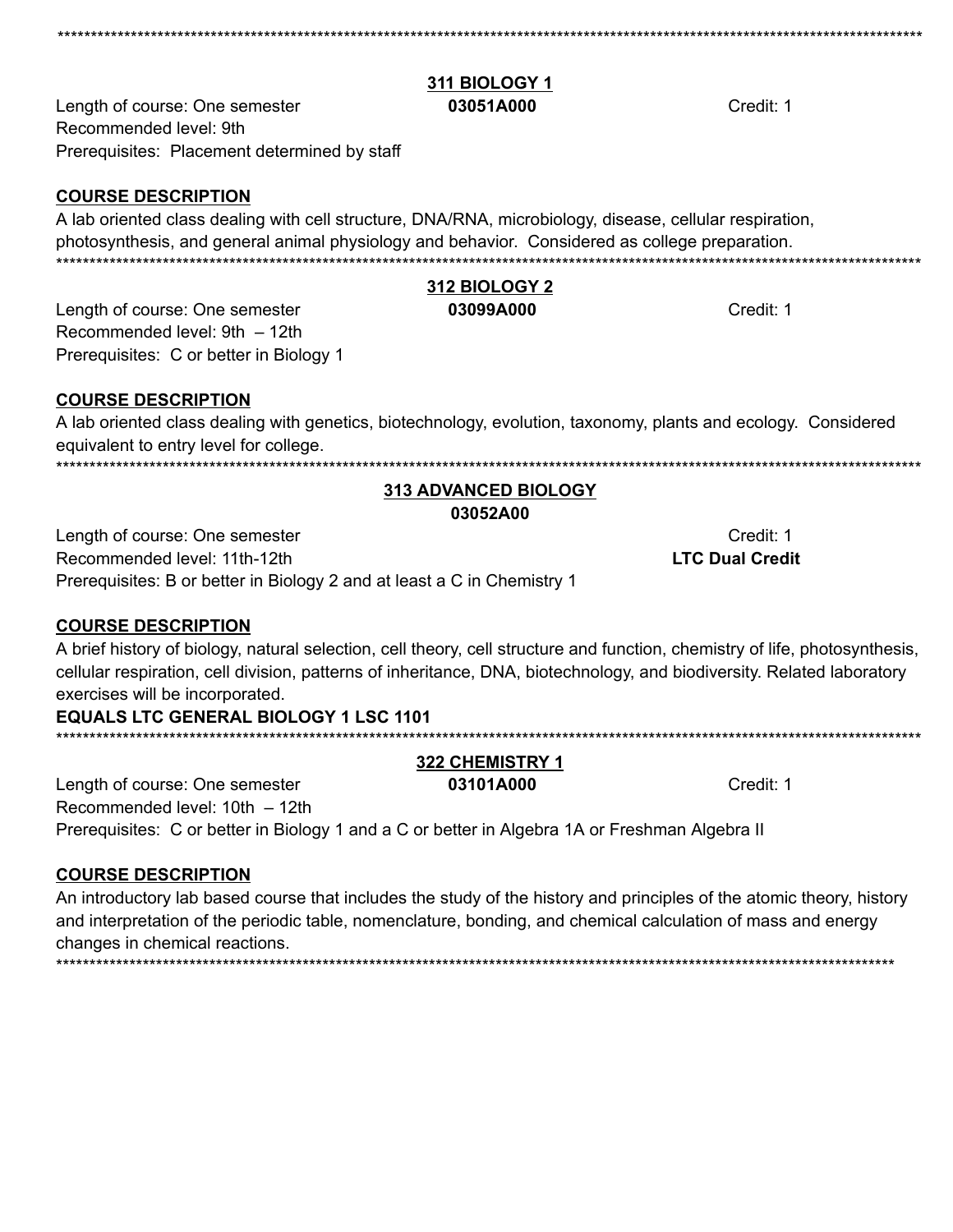***

**311 BIOLOGY 1**

Length of course: One semester | **03051A000** | Credit: 1

Recommended level: 9th

Prerequisites: Placement determined by staff

**COURSE DESCRIPTION**

A lab oriented class dealing with cell structure, DNA/RNA, microbiology, disease, cellular respiration, photosynthesis, and general animal physiology and behavior. Considered as college preparation.

***

**312 BIOLOGY 2**

Length of course: One semester | **03099A000** | Credit: 1

Recommended level: 9th – 12th

Prerequisites: C or better in Biology 1

**COURSE DESCRIPTION**

A lab oriented class dealing with genetics, biotechnology, evolution, taxonomy, plants and ecology. Considered equivalent to entry level for college.

***

**313 ADVANCED BIOLOGY**

**03052A00**

Length of course: One semester | Credit: 1

Recommended level: 11th-12th | **LTC Dual Credit**

Prerequisites: B or better in Biology 2 and at least a C in Chemistry 1

**COURSE DESCRIPTION**

A brief history of biology, natural selection, cell theory, cell structure and function, chemistry of life, photosynthesis, cellular respiration, cell division, patterns of inheritance, DNA, biotechnology, and biodiversity. Related laboratory exercises will be incorporated.

**EQUALS LTC GENERAL BIOLOGY 1 LSC 1101**

***

**322 CHEMISTRY 1**

Length of course: One semester | **03101A000** | Credit: 1

Recommended level: 10th – 12th

Prerequisites: C or better in Biology 1 and a C or better in Algebra 1A or Freshman Algebra II

**COURSE DESCRIPTION**

An introductory lab based course that includes the study of the history and principles of the atomic theory, history and interpretation of the periodic table, nomenclature, bonding, and chemical calculation of mass and energy changes in chemical reactions.

***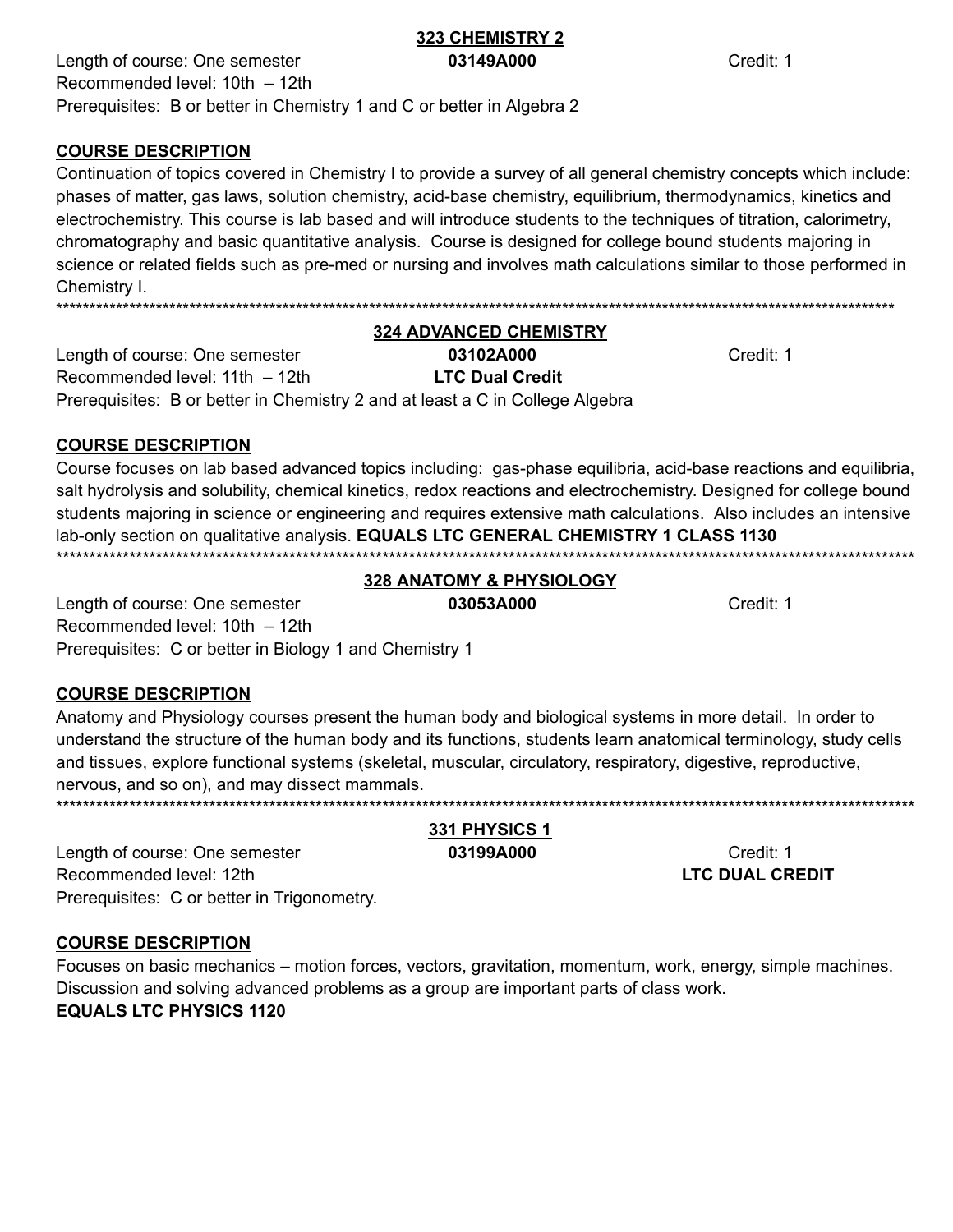## 323 CHEMISTRY 2

Length of course: One semester **03149A000** Credit: 1
Recommended level: 10th – 12th
Prerequisites: B or better in Chemistry 1 and C or better in Algebra 2

**COURSE DESCRIPTION**

Continuation of topics covered in Chemistry I to provide a survey of all general chemistry concepts which include: phases of matter, gas laws, solution chemistry, acid-base chemistry, equilibrium, thermodynamics, kinetics and electrochemistry. This course is lab based and will introduce students to the techniques of titration, calorimetry, chromatography and basic quantitative analysis. Course is designed for college bound students majoring in science or related fields such as pre-med or nursing and involves math calculations similar to those performed in Chemistry I.

****************************************************************************************************************************

## 324 ADVANCED CHEMISTRY

Length of course: One semester **03102A000** Credit: 1
Recommended level: 11th – 12th **LTC Dual Credit**
Prerequisites: B or better in Chemistry 2 and at least a C in College Algebra

**COURSE DESCRIPTION**

Course focuses on lab based advanced topics including: gas-phase equilibria, acid-base reactions and equilibria, salt hydrolysis and solubility, chemical kinetics, redox reactions and electrochemistry. Designed for college bound students majoring in science or engineering and requires extensive math calculations. Also includes an intensive lab-only section on qualitative analysis. **EQUALS LTC GENERAL CHEMISTRY 1 CLASS 1130**

****************************************************************************************************************************

## 328 ANATOMY & PHYSIOLOGY

Length of course: One semester **03053A000** Credit: 1
Recommended level: 10th – 12th
Prerequisites: C or better in Biology 1 and Chemistry 1

**COURSE DESCRIPTION**

Anatomy and Physiology courses present the human body and biological systems in more detail. In order to understand the structure of the human body and its functions, students learn anatomical terminology, study cells and tissues, explore functional systems (skeletal, muscular, circulatory, respiratory, digestive, reproductive, nervous, and so on), and may dissect mammals.

****************************************************************************************************************************

## 331 PHYSICS 1

Length of course: One semester **03199A000** Credit: 1
Recommended level: 12th **LTC DUAL CREDIT**
Prerequisites: C or better in Trigonometry.

**COURSE DESCRIPTION**

Focuses on basic mechanics – motion forces, vectors, gravitation, momentum, work, energy, simple machines. Discussion and solving advanced problems as a group are important parts of class work.
**EQUALS LTC PHYSICS 1120**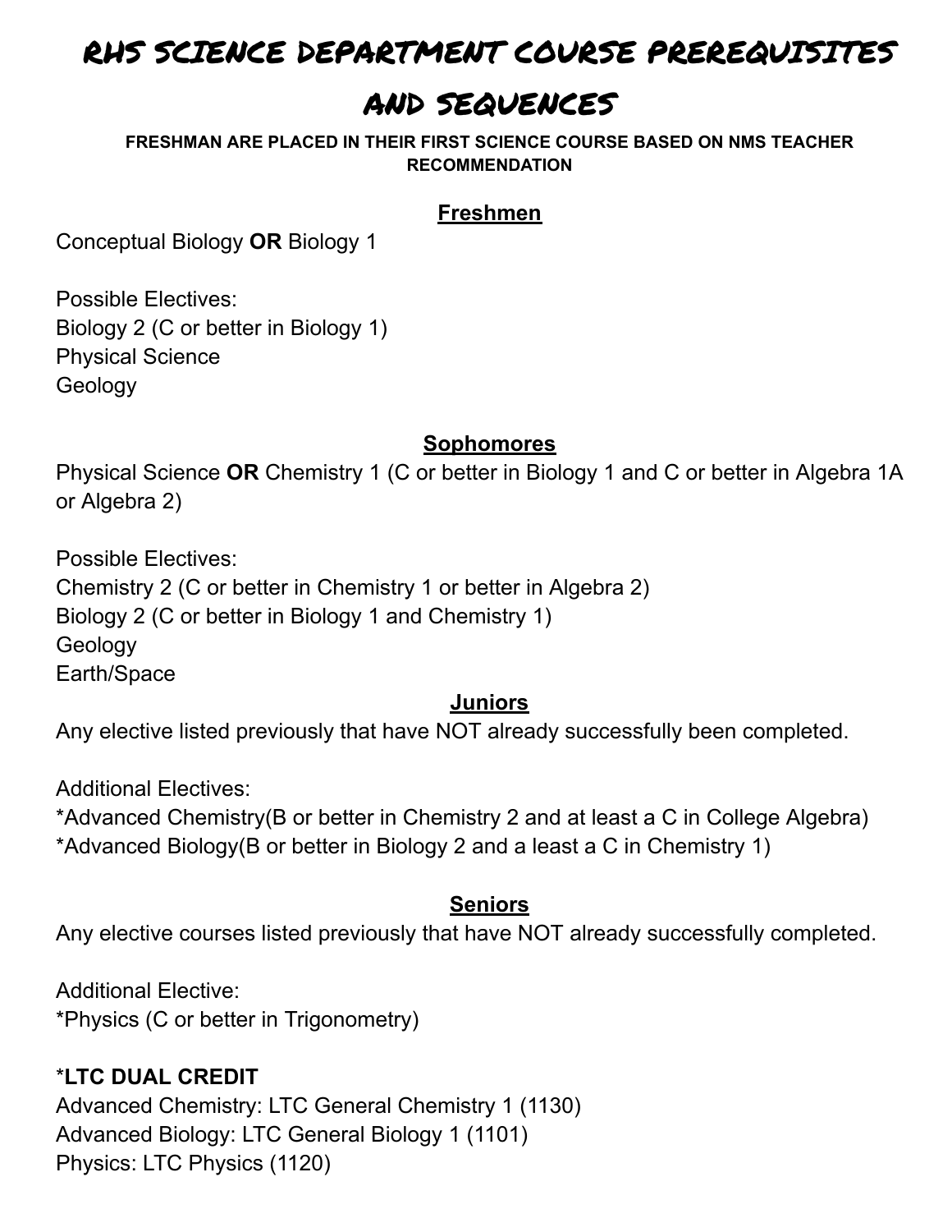# RHS SCIENCE DEPARTMENT COURSE PREREQUISITES AND SEQUENCES

**FRESHMAN ARE PLACED IN THEIR FIRST SCIENCE COURSE BASED ON NMS TEACHER RECOMMENDATION**

## Freshmen

Conceptual Biology **OR** Biology 1

Possible Electives:
Biology 2 (C or better in Biology 1)
Physical Science
Geology

## Sophomores

Physical Science **OR** Chemistry 1 (C or better in Biology 1 and C or better in Algebra 1A or Algebra 2)

Possible Electives:
Chemistry 2 (C or better in Chemistry 1 or better in Algebra 2)
Biology 2 (C or better in Biology 1 and Chemistry 1)
Geology
Earth/Space

## Juniors

Any elective listed previously that have NOT already successfully been completed.

Additional Electives:
*Advanced Chemistry(B or better in Chemistry 2 and at least a C in College Algebra)
*Advanced Biology(B or better in Biology 2 and a least a C in Chemistry 1)

## Seniors

Any elective courses listed previously that have NOT already successfully completed.

Additional Elective:
*Physics (C or better in Trigonometry)

***LTC DUAL CREDIT**
Advanced Chemistry: LTC General Chemistry 1 (1130)
Advanced Biology: LTC General Biology 1 (1101)
Physics: LTC Physics (1120)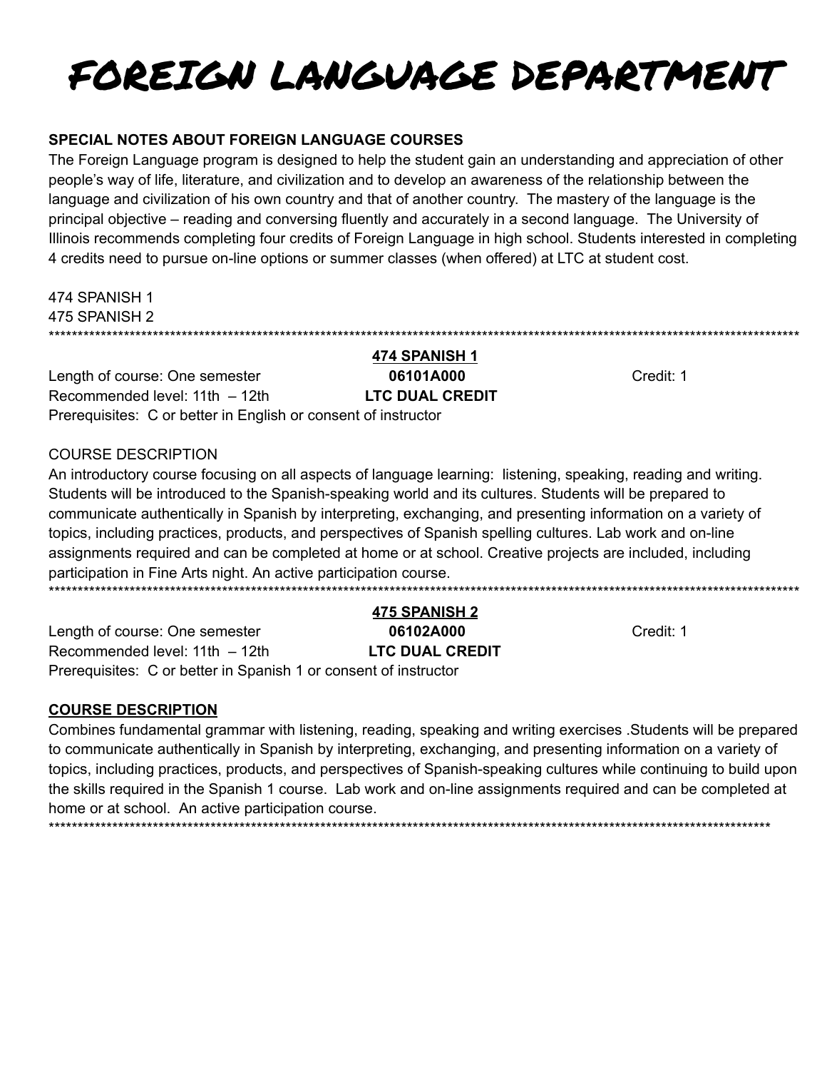# FOREIGN LANGUAGE DEPARTMENT

**SPECIAL NOTES ABOUT FOREIGN LANGUAGE COURSES**

The Foreign Language program is designed to help the student gain an understanding and appreciation of other people's way of life, literature, and civilization and to develop an awareness of the relationship between the language and civilization of his own country and that of another country. The mastery of the language is the principal objective – reading and conversing fluently and accurately in a second language. The University of Illinois recommends completing four credits of Foreign Language in high school. Students interested in completing 4 credits need to pursue on-line options or summer classes (when offered) at LTC at student cost.

474 SPANISH 1
475 SPANISH 2

************************************************************************************************************************************

**474 SPANISH 1**

Length of course: One semester — **06101A000** — Credit: 1
Recommended level: 11th – 12th — **LTC DUAL CREDIT**
Prerequisites: C or better in English or consent of instructor

COURSE DESCRIPTION

An introductory course focusing on all aspects of language learning: listening, speaking, reading and writing. Students will be introduced to the Spanish-speaking world and its cultures. Students will be prepared to communicate authentically in Spanish by interpreting, exchanging, and presenting information on a variety of topics, including practices, products, and perspectives of Spanish spelling cultures. Lab work and on-line assignments required and can be completed at home or at school. Creative projects are included, including participation in Fine Arts night. An active participation course.

************************************************************************************************************************************

**475 SPANISH 2**

Length of course: One semester — **06102A000** — Credit: 1
Recommended level: 11th – 12th — **LTC DUAL CREDIT**
Prerequisites: C or better in Spanish 1 or consent of instructor

**COURSE DESCRIPTION**

Combines fundamental grammar with listening, reading, speaking and writing exercises .Students will be prepared to communicate authentically in Spanish by interpreting, exchanging, and presenting information on a variety of topics, including practices, products, and perspectives of Spanish-speaking cultures while continuing to build upon the skills required in the Spanish 1 course. Lab work and on-line assignments required and can be completed at home or at school. An active participation course.

************************************************************************************************************************************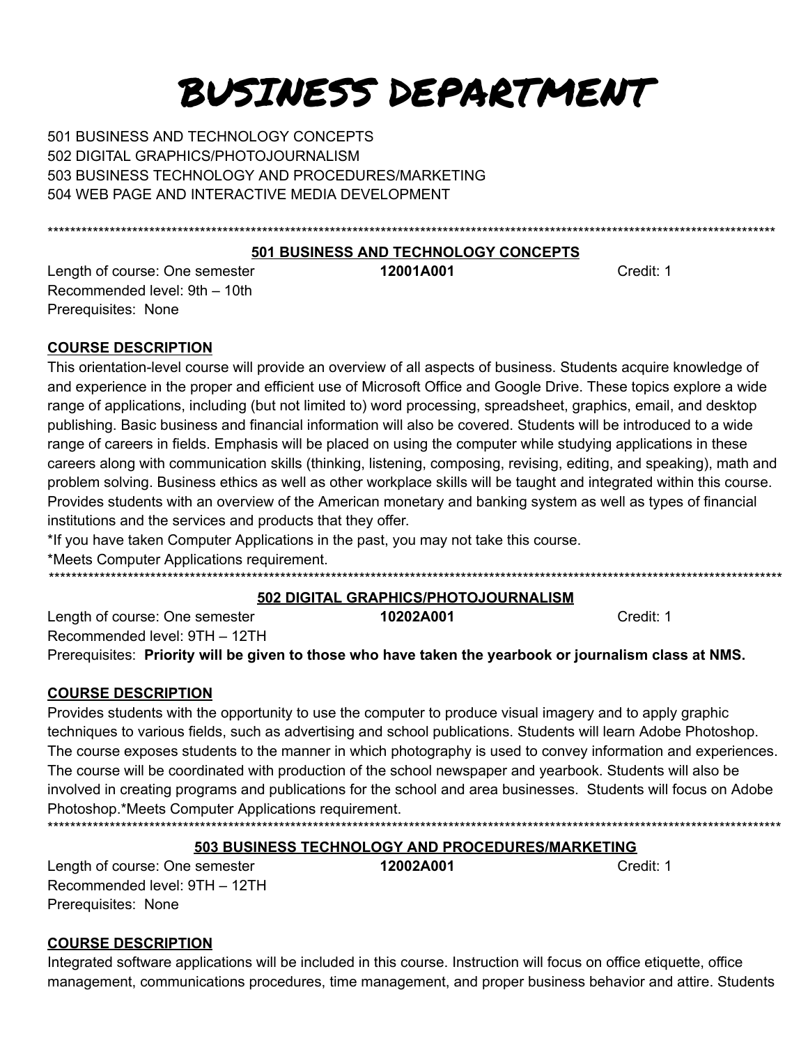# BUSINESS DEPARTMENT

501 BUSINESS AND TECHNOLOGY CONCEPTS
502 DIGITAL GRAPHICS/PHOTOJOURNALISM
503 BUSINESS TECHNOLOGY AND PROCEDURES/MARKETING
504 WEB PAGE AND INTERACTIVE MEDIA DEVELOPMENT

************************************************************************************************************************************

## 501 BUSINESS AND TECHNOLOGY CONCEPTS

Length of course: One semester **12001A001** Credit: 1
Recommended level: 9th – 10th
Prerequisites: None

**COURSE DESCRIPTION**

This orientation-level course will provide an overview of all aspects of business. Students acquire knowledge of and experience in the proper and efficient use of Microsoft Office and Google Drive. These topics explore a wide range of applications, including (but not limited to) word processing, spreadsheet, graphics, email, and desktop publishing. Basic business and financial information will also be covered. Students will be introduced to a wide range of careers in fields. Emphasis will be placed on using the computer while studying applications in these careers along with communication skills (thinking, listening, composing, revising, editing, and speaking), math and problem solving. Business ethics as well as other workplace skills will be taught and integrated within this course. Provides students with an overview of the American monetary and banking system as well as types of financial institutions and the services and products that they offer.

*If you have taken Computer Applications in the past, you may not take this course.
*Meets Computer Applications requirement.

************************************************************************************************************************************

## 502 DIGITAL GRAPHICS/PHOTOJOURNALISM

Length of course: One semester **10202A001** Credit: 1
Recommended level: 9TH – 12TH
Prerequisites: **Priority will be given to those who have taken the yearbook or journalism class at NMS.**

**COURSE DESCRIPTION**

Provides students with the opportunity to use the computer to produce visual imagery and to apply graphic techniques to various fields, such as advertising and school publications. Students will learn Adobe Photoshop. The course exposes students to the manner in which photography is used to convey information and experiences. The course will be coordinated with production of the school newspaper and yearbook. Students will also be involved in creating programs and publications for the school and area businesses. Students will focus on Adobe Photoshop.*Meets Computer Applications requirement.

************************************************************************************************************************************

## 503 BUSINESS TECHNOLOGY AND PROCEDURES/MARKETING

Length of course: One semester **12002A001** Credit: 1
Recommended level: 9TH – 12TH
Prerequisites: None

**COURSE DESCRIPTION**

Integrated software applications will be included in this course. Instruction will focus on office etiquette, office management, communications procedures, time management, and proper business behavior and attire. Students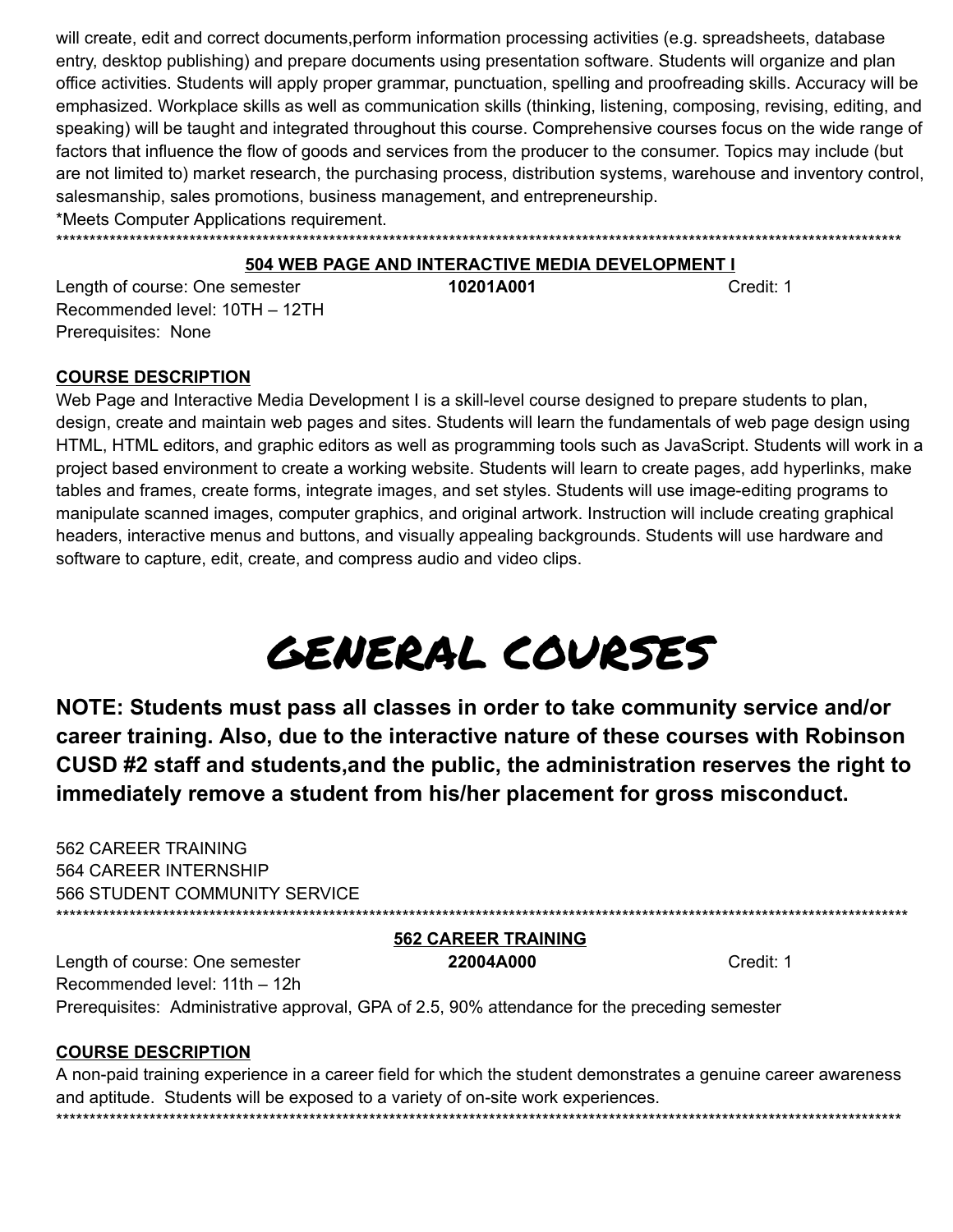will create, edit and correct documents,perform information processing activities (e.g. spreadsheets, database entry, desktop publishing) and prepare documents using presentation software. Students will organize and plan office activities. Students will apply proper grammar, punctuation, spelling and proofreading skills. Accuracy will be emphasized. Workplace skills as well as communication skills (thinking, listening, composing, revising, editing, and speaking) will be taught and integrated throughout this course. Comprehensive courses focus on the wide range of factors that influence the flow of goods and services from the producer to the consumer. Topics may include (but are not limited to) market research, the purchasing process, distribution systems, warehouse and inventory control, salesmanship, sales promotions, business management, and entrepreneurship.

*Meets Computer Applications requirement.

************************************************************************************************************************************

### 504 WEB PAGE AND INTERACTIVE MEDIA DEVELOPMENT I

Length of course: One semester **10201A001** Credit: 1

Recommended level: 10TH – 12TH

Prerequisites: None

**COURSE DESCRIPTION**

Web Page and Interactive Media Development I is a skill-level course designed to prepare students to plan, design, create and maintain web pages and sites. Students will learn the fundamentals of web page design using HTML, HTML editors, and graphic editors as well as programming tools such as JavaScript. Students will work in a project based environment to create a working website. Students will learn to create pages, add hyperlinks, make tables and frames, create forms, integrate images, and set styles. Students will use image-editing programs to manipulate scanned images, computer graphics, and original artwork. Instruction will include creating graphical headers, interactive menus and buttons, and visually appealing backgrounds. Students will use hardware and software to capture, edit, create, and compress audio and video clips.

# GENERAL COURSES

**NOTE: Students must pass all classes in order to take community service and/or career training. Also, due to the interactive nature of these courses with Robinson CUSD #2 staff and students,and the public, the administration reserves the right to immediately remove a student from his/her placement for gross misconduct.**

562 CAREER TRAINING
564 CAREER INTERNSHIP
566 STUDENT COMMUNITY SERVICE

************************************************************************************************************************************

### 562 CAREER TRAINING

Length of course: One semester **22004A000** Credit: 1

Recommended level: 11th – 12h

Prerequisites: Administrative approval, GPA of 2.5, 90% attendance for the preceding semester

**COURSE DESCRIPTION**

A non-paid training experience in a career field for which the student demonstrates a genuine career awareness and aptitude. Students will be exposed to a variety of on-site work experiences.

************************************************************************************************************************************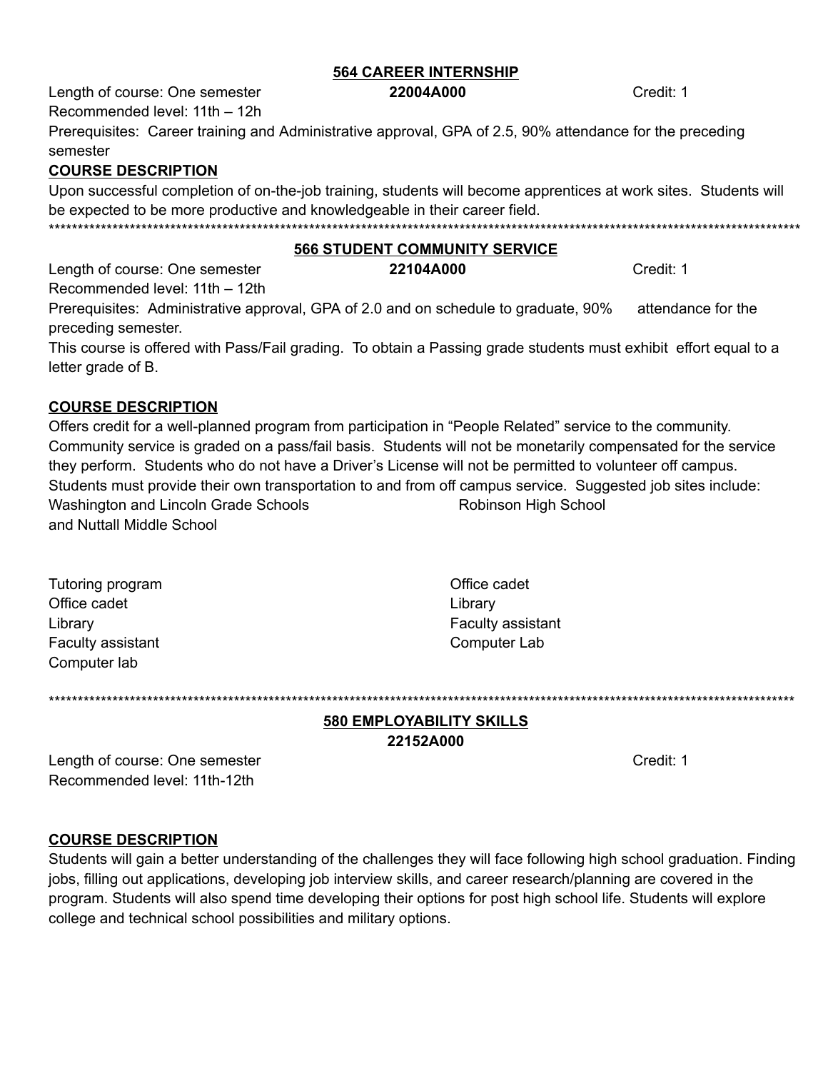## 564 CAREER INTERNSHIP

Length of course: One semester **22004A000** Credit: 1

Recommended level: 11th – 12h

Prerequisites: Career training and Administrative approval, GPA of 2.5, 90% attendance for the preceding semester

**COURSE DESCRIPTION**

Upon successful completion of on-the-job training, students will become apprentices at work sites. Students will be expected to be more productive and knowledgeable in their career field.

*************************************************************************************************************************************

## 566 STUDENT COMMUNITY SERVICE

Length of course: One semester **22104A000** Credit: 1

Recommended level: 11th – 12th

Prerequisites: Administrative approval, GPA of 2.0 and on schedule to graduate, 90% attendance for the preceding semester.

This course is offered with Pass/Fail grading. To obtain a Passing grade students must exhibit effort equal to a letter grade of B.

**COURSE DESCRIPTION**

Offers credit for a well-planned program from participation in "People Related" service to the community. Community service is graded on a pass/fail basis. Students will not be monetarily compensated for the service they perform. Students who do not have a Driver's License will not be permitted to volunteer off campus. Students must provide their own transportation to and from off campus service. Suggested job sites include:

| Washington and Lincoln Grade Schools and Nuttall Middle School | Robinson High School |
|---|---|
| Tutoring program | Office cadet |
| Office cadet | Library |
| Library | Faculty assistant |
| Faculty assistant | Computer Lab |
| Computer lab | |

*************************************************************************************************************************************

## 580 EMPLOYABILITY SKILLS

**22152A000**

Length of course: One semester Credit: 1

Recommended level: 11th-12th

**COURSE DESCRIPTION**

Students will gain a better understanding of the challenges they will face following high school graduation. Finding jobs, filling out applications, developing job interview skills, and career research/planning are covered in the program. Students will also spend time developing their options for post high school life. Students will explore college and technical school possibilities and military options.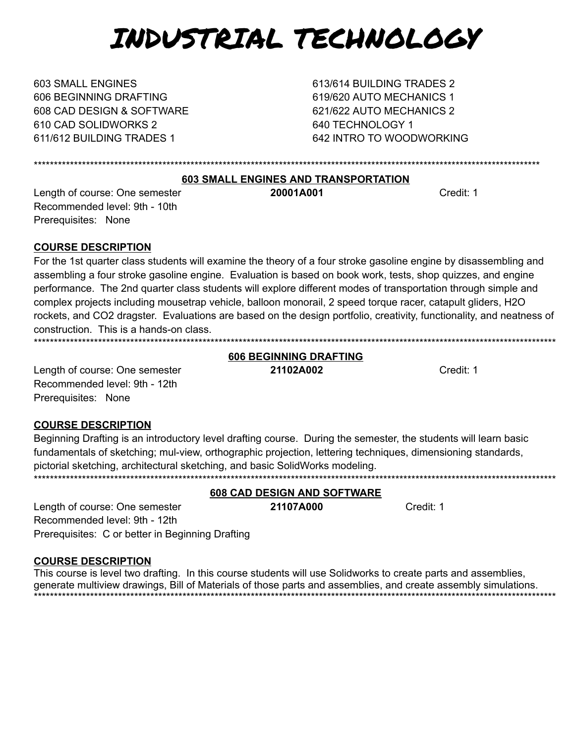# INDUSTRIAL TECHNOLOGY

603 SMALL ENGINES
606 BEGINNING DRAFTING
608 CAD DESIGN & SOFTWARE
610 CAD SOLIDWORKS 2
611/612 BUILDING TRADES 1
613/614 BUILDING TRADES 2
619/620 AUTO MECHANICS 1
621/622 AUTO MECHANICS 2
640 TECHNOLOGY 1
642 INTRO TO WOODWORKING

************************************************************************************************************************************

## 603 SMALL ENGINES AND TRANSPORTATION

Length of course: One semester **20001A001** Credit: 1
Recommended level: 9th - 10th
Prerequisites: None

**COURSE DESCRIPTION**

For the 1st quarter class students will examine the theory of a four stroke gasoline engine by disassembling and assembling a four stroke gasoline engine. Evaluation is based on book work, tests, shop quizzes, and engine performance. The 2nd quarter class students will explore different modes of transportation through simple and complex projects including mousetrap vehicle, balloon monorail, 2 speed torque racer, catapult gliders, $H_2O$ rockets, and $CO_2$ dragster. Evaluations are based on the design portfolio, creativity, functionality, and neatness of construction. This is a hands-on class.

************************************************************************************************************************************

## 606 BEGINNING DRAFTING

Length of course: One semester **21102A002** Credit: 1
Recommended level: 9th - 12th
Prerequisites: None

**COURSE DESCRIPTION**

Beginning Drafting is an introductory level drafting course. During the semester, the students will learn basic fundamentals of sketching; mul-view, orthographic projection, lettering techniques, dimensioning standards, pictorial sketching, architectural sketching, and basic SolidWorks modeling.

************************************************************************************************************************************

## 608 CAD DESIGN AND SOFTWARE

Length of course: One semester **21107A000** Credit: 1
Recommended level: 9th - 12th
Prerequisites: C or better in Beginning Drafting

**COURSE DESCRIPTION**

This course is level two drafting. In this course students will use Solidworks to create parts and assemblies, generate multiview drawings, Bill of Materials of those parts and assemblies, and create assembly simulations.

************************************************************************************************************************************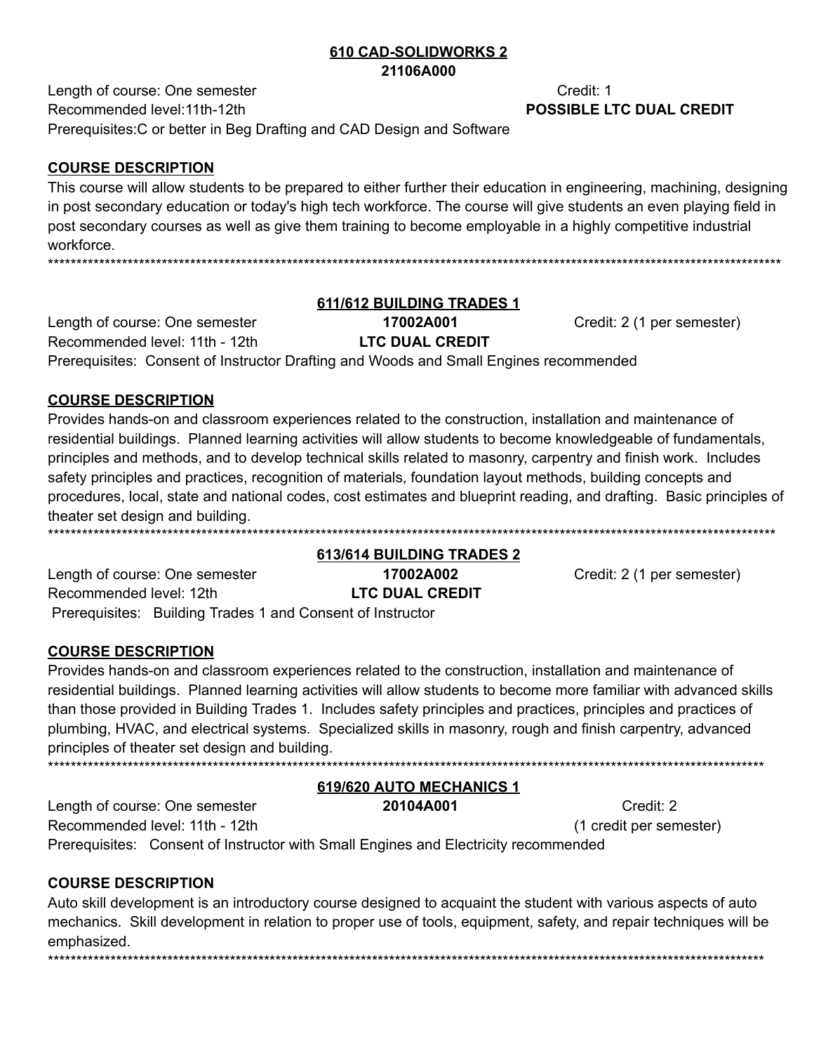## 610 CAD-SOLIDWORKS 2

**21106A000**

Length of course: One semester — Credit: 1

Recommended level:11th-12th — **POSSIBLE LTC DUAL CREDIT**

Prerequisites:C or better in Beg Drafting and CAD Design and Software

**COURSE DESCRIPTION**

This course will allow students to be prepared to either further their education in engineering, machining, designing in post secondary education or today's high tech workforce. The course will give students an even playing field in post secondary courses as well as give them training to become employable in a highly competitive industrial workforce.

******************************************************************************************************************************

## 611/612 BUILDING TRADES 1

Length of course: One semester — **17002A001** — Credit: 2 (1 per semester)

Recommended level: 11th - 12th — **LTC DUAL CREDIT**

Prerequisites: Consent of Instructor Drafting and Woods and Small Engines recommended

**COURSE DESCRIPTION**

Provides hands-on and classroom experiences related to the construction, installation and maintenance of residential buildings. Planned learning activities will allow students to become knowledgeable of fundamentals, principles and methods, and to develop technical skills related to masonry, carpentry and finish work. Includes safety principles and practices, recognition of materials, foundation layout methods, building concepts and procedures, local, state and national codes, cost estimates and blueprint reading, and drafting. Basic principles of theater set design and building.

******************************************************************************************************************************

## 613/614 BUILDING TRADES 2

Length of course: One semester — **17002A002** — Credit: 2 (1 per semester)

Recommended level: 12th — **LTC DUAL CREDIT**

Prerequisites: Building Trades 1 and Consent of Instructor

**COURSE DESCRIPTION**

Provides hands-on and classroom experiences related to the construction, installation and maintenance of residential buildings. Planned learning activities will allow students to become more familiar with advanced skills than those provided in Building Trades 1. Includes safety principles and practices, principles and practices of plumbing, HVAC, and electrical systems. Specialized skills in masonry, rough and finish carpentry, advanced principles of theater set design and building.

******************************************************************************************************************************

## 619/620 AUTO MECHANICS 1

Length of course: One semester — **20104A001** — Credit: 2

Recommended level: 11th - 12th — (1 credit per semester)

Prerequisites: Consent of Instructor with Small Engines and Electricity recommended

**COURSE DESCRIPTION**

Auto skill development is an introductory course designed to acquaint the student with various aspects of auto mechanics. Skill development in relation to proper use of tools, equipment, safety, and repair techniques will be emphasized.

******************************************************************************************************************************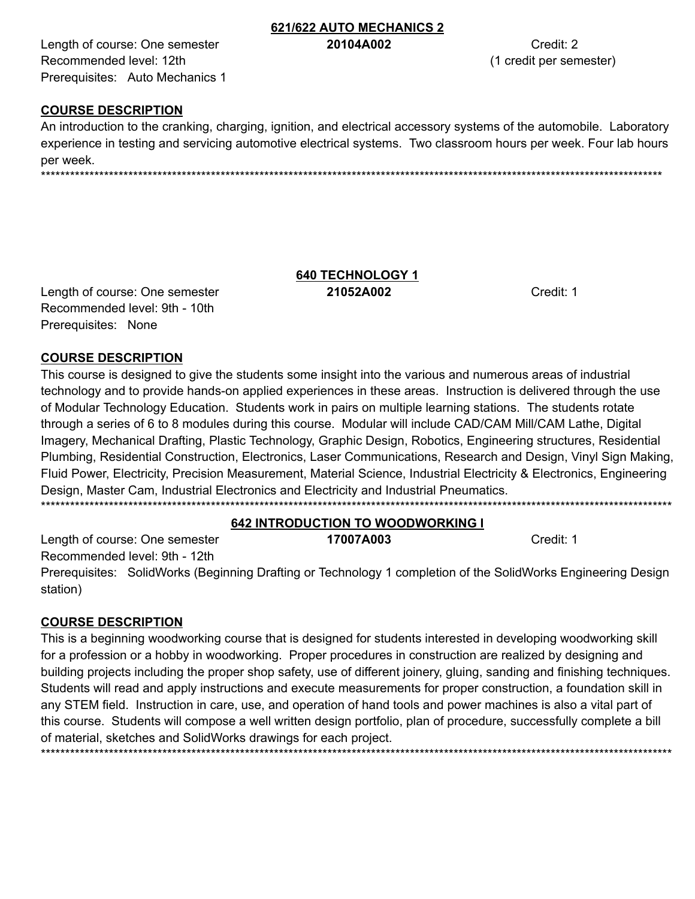## 621/622 AUTO MECHANICS 2

Length of course: One semester **20104A002** Credit: 2
Recommended level: 12th (1 credit per semester)
Prerequisites: Auto Mechanics 1

**COURSE DESCRIPTION**

An introduction to the cranking, charging, ignition, and electrical accessory systems of the automobile. Laboratory experience in testing and servicing automotive electrical systems. Two classroom hours per week. Four lab hours per week.

*******************************************************************************************************************************

## 640 TECHNOLOGY 1

Length of course: One semester **21052A002** Credit: 1
Recommended level: 9th - 10th
Prerequisites: None

**COURSE DESCRIPTION**

This course is designed to give the students some insight into the various and numerous areas of industrial technology and to provide hands-on applied experiences in these areas. Instruction is delivered through the use of Modular Technology Education. Students work in pairs on multiple learning stations. The students rotate through a series of 6 to 8 modules during this course. Modular will include CAD/CAM Mill/CAM Lathe, Digital Imagery, Mechanical Drafting, Plastic Technology, Graphic Design, Robotics, Engineering structures, Residential Plumbing, Residential Construction, Electronics, Laser Communications, Research and Design, Vinyl Sign Making, Fluid Power, Electricity, Precision Measurement, Material Science, Industrial Electricity & Electronics, Engineering Design, Master Cam, Industrial Electronics and Electricity and Industrial Pneumatics.

*******************************************************************************************************************************

## 642 INTRODUCTION TO WOODWORKING I

Length of course: One semester **17007A003** Credit: 1
Recommended level: 9th - 12th
Prerequisites: SolidWorks (Beginning Drafting or Technology 1 completion of the SolidWorks Engineering Design station)

**COURSE DESCRIPTION**

This is a beginning woodworking course that is designed for students interested in developing woodworking skill for a profession or a hobby in woodworking. Proper procedures in construction are realized by designing and building projects including the proper shop safety, use of different joinery, gluing, sanding and finishing techniques. Students will read and apply instructions and execute measurements for proper construction, a foundation skill in any STEM field. Instruction in care, use, and operation of hand tools and power machines is also a vital part of this course. Students will compose a well written design portfolio, plan of procedure, successfully complete a bill of material, sketches and SolidWorks drawings for each project.

*******************************************************************************************************************************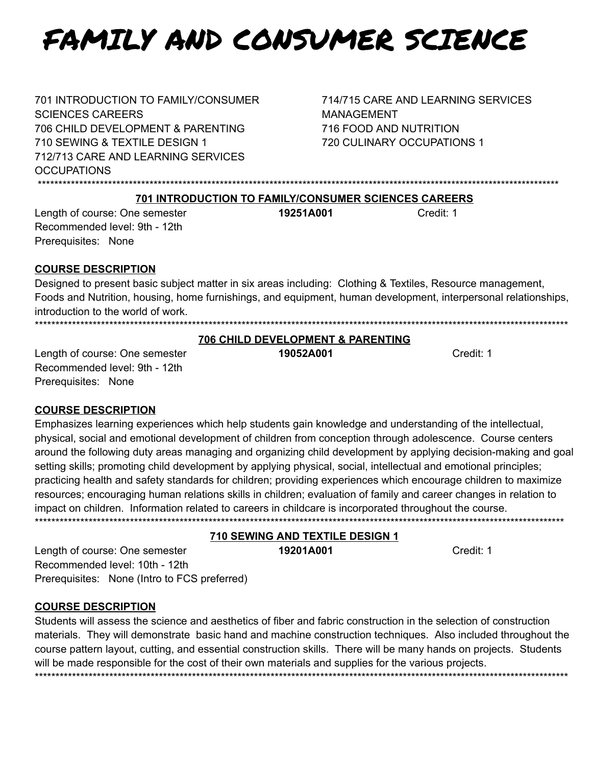# FAMILY AND CONSUMER SCIENCE

701 INTRODUCTION TO FAMILY/CONSUMER SCIENCES CAREERS
706 CHILD DEVELOPMENT & PARENTING
710 SEWING & TEXTILE DESIGN 1
712/713 CARE AND LEARNING SERVICES OCCUPATIONS
714/715 CARE AND LEARNING SERVICES MANAGEMENT
716 FOOD AND NUTRITION
720 CULINARY OCCUPATIONS 1

*******************************************************************************************************************************

## 701 INTRODUCTION TO FAMILY/CONSUMER SCIENCES CAREERS

Length of course: One semester **19251A001** Credit: 1
Recommended level: 9th - 12th
Prerequisites: None

**COURSE DESCRIPTION**

Designed to present basic subject matter in six areas including: Clothing & Textiles, Resource management, Foods and Nutrition, housing, home furnishings, and equipment, human development, interpersonal relationships, introduction to the world of work.

*******************************************************************************************************************************

## 706 CHILD DEVELOPMENT & PARENTING

Length of course: One semester **19052A001** Credit: 1
Recommended level: 9th - 12th
Prerequisites: None

**COURSE DESCRIPTION**

Emphasizes learning experiences which help students gain knowledge and understanding of the intellectual, physical, social and emotional development of children from conception through adolescence. Course centers around the following duty areas managing and organizing child development by applying decision-making and goal setting skills; promoting child development by applying physical, social, intellectual and emotional principles; practicing health and safety standards for children; providing experiences which encourage children to maximize resources; encouraging human relations skills in children; evaluation of family and career changes in relation to impact on children. Information related to careers in childcare is incorporated throughout the course.

*******************************************************************************************************************************

## 710 SEWING AND TEXTILE DESIGN 1

Length of course: One semester **19201A001** Credit: 1
Recommended level: 10th - 12th
Prerequisites: None (Intro to FCS preferred)

**COURSE DESCRIPTION**

Students will assess the science and aesthetics of fiber and fabric construction in the selection of construction materials. They will demonstrate basic hand and machine construction techniques. Also included throughout the course pattern layout, cutting, and essential construction skills. There will be many hands on projects. Students will be made responsible for the cost of their own materials and supplies for the various projects.

*******************************************************************************************************************************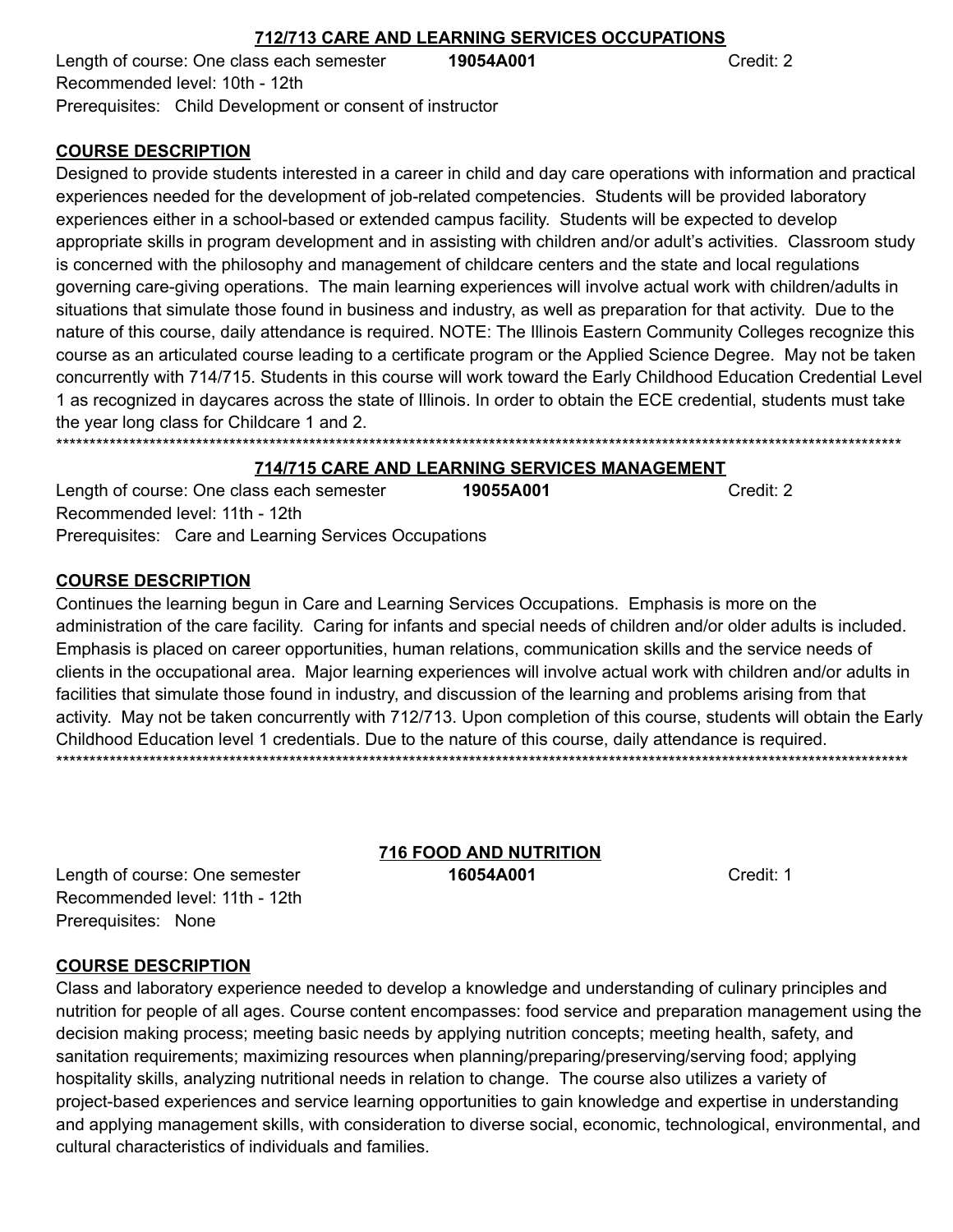## 712/713 CARE AND LEARNING SERVICES OCCUPATIONS

Length of course: One class each semester **19054A001** Credit: 2
Recommended level: 10th - 12th
Prerequisites: Child Development or consent of instructor

**COURSE DESCRIPTION**

Designed to provide students interested in a career in child and day care operations with information and practical experiences needed for the development of job-related competencies. Students will be provided laboratory experiences either in a school-based or extended campus facility. Students will be expected to develop appropriate skills in program development and in assisting with children and/or adult's activities. Classroom study is concerned with the philosophy and management of childcare centers and the state and local regulations governing care-giving operations. The main learning experiences will involve actual work with children/adults in situations that simulate those found in business and industry, as well as preparation for that activity. Due to the nature of this course, daily attendance is required. NOTE: The Illinois Eastern Community Colleges recognize this course as an articulated course leading to a certificate program or the Applied Science Degree. May not be taken concurrently with 714/715. Students in this course will work toward the Early Childhood Education Credential Level 1 as recognized in daycares across the state of Illinois. In order to obtain the ECE credential, students must take the year long class for Childcare 1 and 2.

************************************************************************************************************************************

## 714/715 CARE AND LEARNING SERVICES MANAGEMENT

Length of course: One class each semester **19055A001** Credit: 2
Recommended level: 11th - 12th
Prerequisites: Care and Learning Services Occupations

**COURSE DESCRIPTION**

Continues the learning begun in Care and Learning Services Occupations. Emphasis is more on the administration of the care facility. Caring for infants and special needs of children and/or older adults is included. Emphasis is placed on career opportunities, human relations, communication skills and the service needs of clients in the occupational area. Major learning experiences will involve actual work with children and/or adults in facilities that simulate those found in industry, and discussion of the learning and problems arising from that activity. May not be taken concurrently with 712/713. Upon completion of this course, students will obtain the Early Childhood Education level 1 credentials. Due to the nature of this course, daily attendance is required.

************************************************************************************************************************************

## 716 FOOD AND NUTRITION

Length of course: One semester **16054A001** Credit: 1
Recommended level: 11th - 12th
Prerequisites: None

**COURSE DESCRIPTION**

Class and laboratory experience needed to develop a knowledge and understanding of culinary principles and nutrition for people of all ages. Course content encompasses: food service and preparation management using the decision making process; meeting basic needs by applying nutrition concepts; meeting health, safety, and sanitation requirements; maximizing resources when planning/preparing/preserving/serving food; applying hospitality skills, analyzing nutritional needs in relation to change. The course also utilizes a variety of project-based experiences and service learning opportunities to gain knowledge and expertise in understanding and applying management skills, with consideration to diverse social, economic, technological, environmental, and cultural characteristics of individuals and families.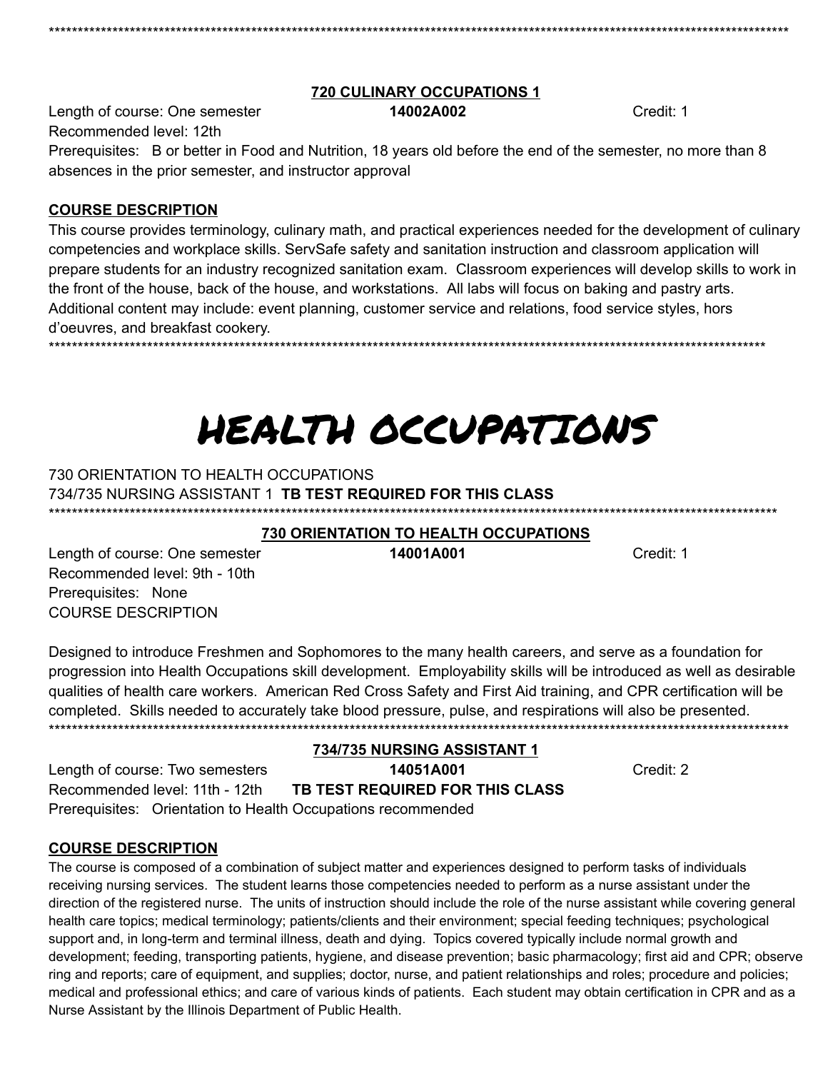************************************************************************************************************************************

### 720 CULINARY OCCUPATIONS 1

Length of course: One semester **14002A002** Credit: 1

Recommended level: 12th

Prerequisites: B or better in Food and Nutrition, 18 years old before the end of the semester, no more than 8 absences in the prior semester, and instructor approval

**COURSE DESCRIPTION**

This course provides terminology, culinary math, and practical experiences needed for the development of culinary competencies and workplace skills. ServSafe safety and sanitation instruction and classroom application will prepare students for an industry recognized sanitation exam. Classroom experiences will develop skills to work in the front of the house, back of the house, and workstations. All labs will focus on baking and pastry arts. Additional content may include: event planning, customer service and relations, food service styles, hors d'oeuvres, and breakfast cookery.

************************************************************************************************************************************

# HEALTH OCCUPATIONS

730 ORIENTATION TO HEALTH OCCUPATIONS

734/735 NURSING ASSISTANT 1 **TB TEST REQUIRED FOR THIS CLASS**

************************************************************************************************************************************

### 730 ORIENTATION TO HEALTH OCCUPATIONS

Length of course: One semester **14001A001** Credit: 1

Recommended level: 9th - 10th

Prerequisites: None

COURSE DESCRIPTION

Designed to introduce Freshmen and Sophomores to the many health careers, and serve as a foundation for progression into Health Occupations skill development. Employability skills will be introduced as well as desirable qualities of health care workers. American Red Cross Safety and First Aid training, and CPR certification will be completed. Skills needed to accurately take blood pressure, pulse, and respirations will also be presented.

************************************************************************************************************************************

### 734/735 NURSING ASSISTANT 1

Length of course: Two semesters **14051A001** Credit: 2

Recommended level: 11th - 12th **TB TEST REQUIRED FOR THIS CLASS**

Prerequisites: Orientation to Health Occupations recommended

**COURSE DESCRIPTION**

The course is composed of a combination of subject matter and experiences designed to perform tasks of individuals receiving nursing services. The student learns those competencies needed to perform as a nurse assistant under the direction of the registered nurse. The units of instruction should include the role of the nurse assistant while covering general health care topics; medical terminology; patients/clients and their environment; special feeding techniques; psychological support and, in long-term and terminal illness, death and dying. Topics covered typically include normal growth and development; feeding, transporting patients, hygiene, and disease prevention; basic pharmacology; first aid and CPR; observe ring and reports; care of equipment, and supplies; doctor, nurse, and patient relationships and roles; procedure and policies; medical and professional ethics; and care of various kinds of patients. Each student may obtain certification in CPR and as a Nurse Assistant by the Illinois Department of Public Health.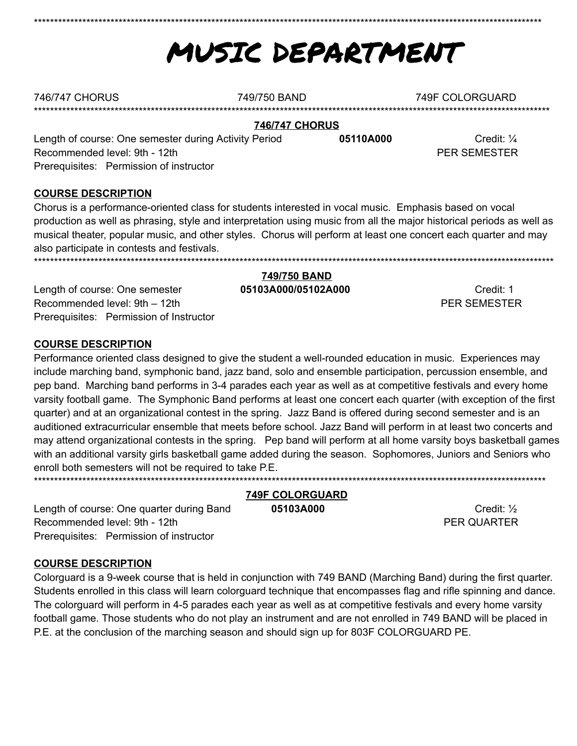# MUSIC DEPARTMENT

746/747 CHORUS 749/750 BAND 749F COLORGUARD

## 746/747 CHORUS

Length of course: One semester during Activity Period **05110A000** Credit: ¼ PER SEMESTER
Recommended level: 9th - 12th
Prerequisites: Permission of instructor

**COURSE DESCRIPTION**

Chorus is a performance-oriented class for students interested in vocal music. Emphasis based on vocal production as well as phrasing, style and interpretation using music from all the major historical periods as well as musical theater, popular music, and other styles. Chorus will perform at least one concert each quarter and may also participate in contests and festivals.

## 749/750 BAND

Length of course: One semester **05103A000/05102A000** Credit: 1 PER SEMESTER
Recommended level: 9th – 12th
Prerequisites: Permission of Instructor

**COURSE DESCRIPTION**

Performance oriented class designed to give the student a well-rounded education in music. Experiences may include marching band, symphonic band, jazz band, solo and ensemble participation, percussion ensemble, and pep band. Marching band performs in 3-4 parades each year as well as at competitive festivals and every home varsity football game. The Symphonic Band performs at least one concert each quarter (with exception of the first quarter) and at an organizational contest in the spring. Jazz Band is offered during second semester and is an auditioned extracurricular ensemble that meets before school. Jazz Band will perform in at least two concerts and may attend organizational contests in the spring. Pep band will perform at all home varsity boys basketball games with an additional varsity girls basketball game added during the season. Sophomores, Juniors and Seniors who enroll both semesters will not be required to take P.E.

## 749F COLORGUARD

Length of course: One quarter during Band **05103A000** Credit: ½ PER QUARTER
Recommended level: 9th - 12th
Prerequisites: Permission of instructor

**COURSE DESCRIPTION**

Colorguard is a 9-week course that is held in conjunction with 749 BAND (Marching Band) during the first quarter. Students enrolled in this class will learn colorguard technique that encompasses flag and rifle spinning and dance. The colorguard will perform in 4-5 parades each year as well as at competitive festivals and every home varsity football game. Those students who do not play an instrument and are not enrolled in 749 BAND will be placed in P.E. at the conclusion of the marching season and should sign up for 803F COLORGUARD PE.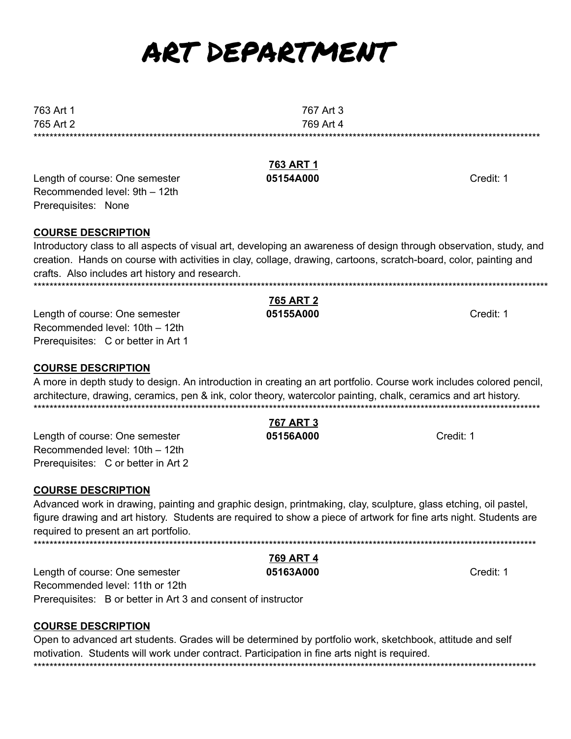# ART DEPARTMENT

763 Art 1
765 Art 2
767 Art 3
769 Art 4

***

### 763 ART 1

Length of course: One semester
**05154A000**
Credit: 1
Recommended level: 9th – 12th
Prerequisites: None

**COURSE DESCRIPTION**

Introductory class to all aspects of visual art, developing an awareness of design through observation, study, and creation. Hands on course with activities in clay, collage, drawing, cartoons, scratch-board, color, painting and crafts. Also includes art history and research.

***

### 765 ART 2

Length of course: One semester
**05155A000**
Credit: 1
Recommended level: 10th – 12th
Prerequisites: C or better in Art 1

**COURSE DESCRIPTION**

A more in depth study to design. An introduction in creating an art portfolio. Course work includes colored pencil, architecture, drawing, ceramics, pen & ink, color theory, watercolor painting, chalk, ceramics and art history.

***

### 767 ART 3

Length of course: One semester
**05156A000**
Credit: 1
Recommended level: 10th – 12th
Prerequisites: C or better in Art 2

**COURSE DESCRIPTION**

Advanced work in drawing, painting and graphic design, printmaking, clay, sculpture, glass etching, oil pastel, figure drawing and art history. Students are required to show a piece of artwork for fine arts night. Students are required to present an art portfolio.

***

### 769 ART 4

Length of course: One semester
**05163A000**
Credit: 1
Recommended level: 11th or 12th
Prerequisites: B or better in Art 3 and consent of instructor

**COURSE DESCRIPTION**

Open to advanced art students. Grades will be determined by portfolio work, sketchbook, attitude and self motivation. Students will work under contract. Participation in fine arts night is required.

***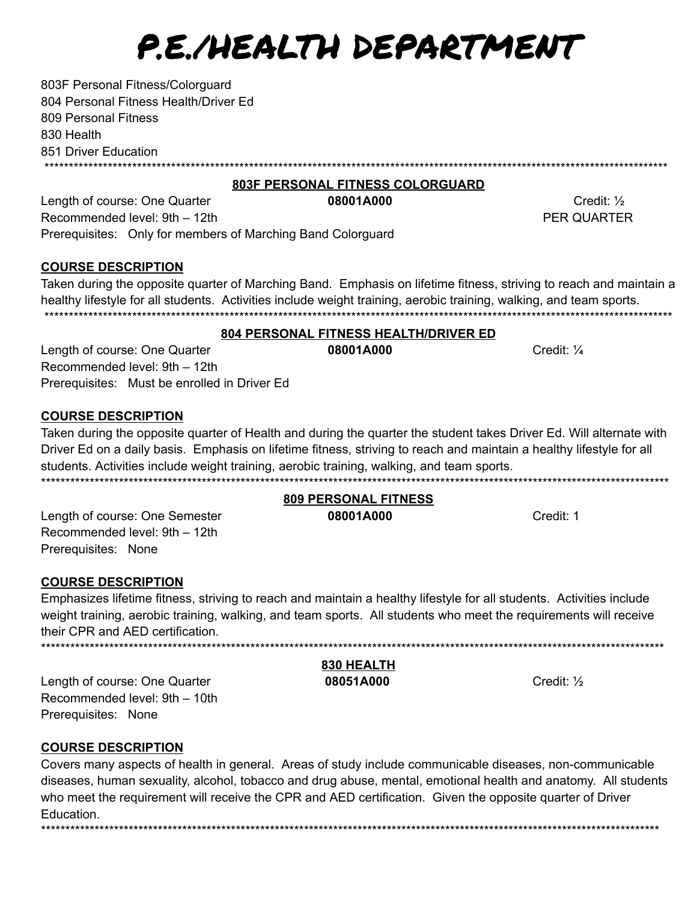# P.E./HEALTH DEPARTMENT

803F Personal Fitness/Colorguard
804 Personal Fitness Health/Driver Ed
809 Personal Fitness
830 Health
851 Driver Education

---

## 803F PERSONAL FITNESS COLORGUARD

Length of course: One Quarter **08001A000** Credit: ½ PER QUARTER
Recommended level: 9th – 12th
Prerequisites: Only for members of Marching Band Colorguard

**COURSE DESCRIPTION**

Taken during the opposite quarter of Marching Band. Emphasis on lifetime fitness, striving to reach and maintain a healthy lifestyle for all students. Activities include weight training, aerobic training, walking, and team sports.

---

## 804 PERSONAL FITNESS HEALTH/DRIVER ED

Length of course: One Quarter **08001A000** Credit: ¼
Recommended level: 9th – 12th
Prerequisites: Must be enrolled in Driver Ed

**COURSE DESCRIPTION**

Taken during the opposite quarter of Health and during the quarter the student takes Driver Ed. Will alternate with Driver Ed on a daily basis. Emphasis on lifetime fitness, striving to reach and maintain a healthy lifestyle for all students. Activities include weight training, aerobic training, walking, and team sports.

---

## 809 PERSONAL FITNESS

Length of course: One Semester **08001A000** Credit: 1
Recommended level: 9th – 12th
Prerequisites: None

**COURSE DESCRIPTION**

Emphasizes lifetime fitness, striving to reach and maintain a healthy lifestyle for all students. Activities include weight training, aerobic training, walking, and team sports. All students who meet the requirements will receive their CPR and AED certification.

---

## 830 HEALTH

Length of course: One Quarter **08051A000** Credit: ½
Recommended level: 9th – 10th
Prerequisites: None

**COURSE DESCRIPTION**

Covers many aspects of health in general. Areas of study include communicable diseases, non-communicable diseases, human sexuality, alcohol, tobacco and drug abuse, mental, emotional health and anatomy. All students who meet the requirement will receive the CPR and AED certification. Given the opposite quarter of Driver Education.

---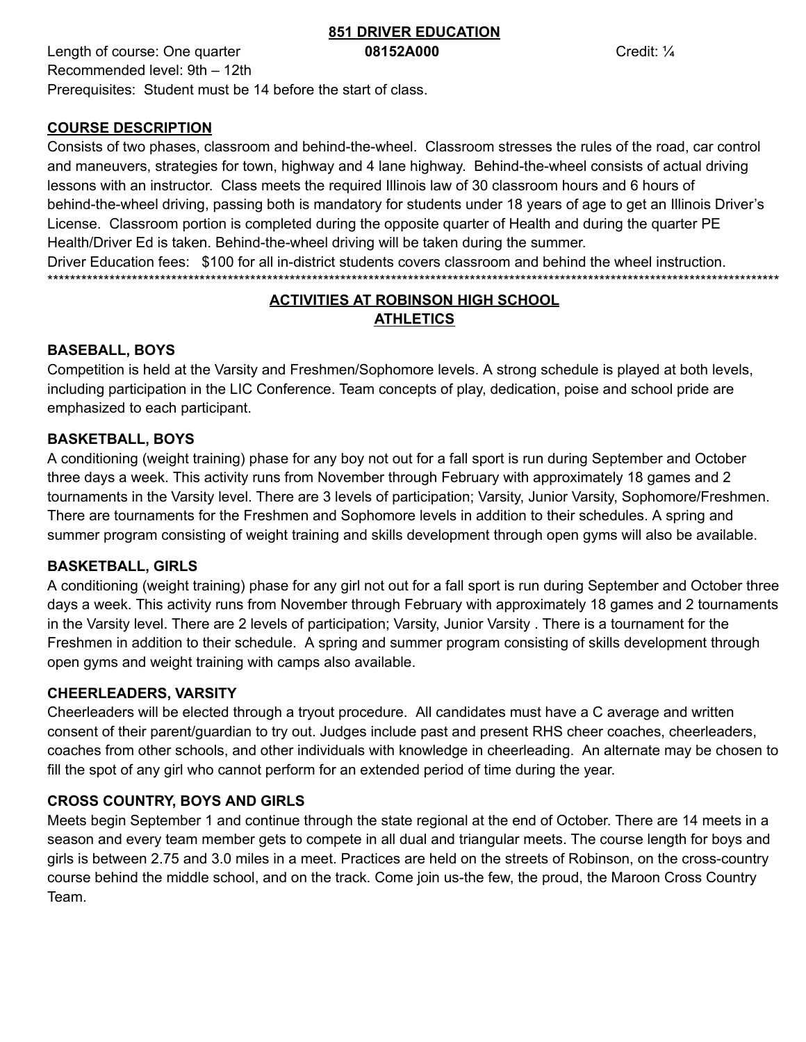## 851 DRIVER EDUCATION

Length of course: One quarter **08152A000** Credit: ¼

Recommended level: 9th – 12th

Prerequisites: Student must be 14 before the start of class.

**COURSE DESCRIPTION**

Consists of two phases, classroom and behind-the-wheel. Classroom stresses the rules of the road, car control and maneuvers, strategies for town, highway and 4 lane highway. Behind-the-wheel consists of actual driving lessons with an instructor. Class meets the required Illinois law of 30 classroom hours and 6 hours of behind-the-wheel driving, passing both is mandatory for students under 18 years of age to get an Illinois Driver's License. Classroom portion is completed during the opposite quarter of Health and during the quarter PE Health/Driver Ed is taken. Behind-the-wheel driving will be taken during the summer.

Driver Education fees: $100 for all in-district students covers classroom and behind the wheel instruction.

*******************************************************************************************************************************************

## ACTIVITIES AT ROBINSON HIGH SCHOOL

## ATHLETICS

**BASEBALL, BOYS**

Competition is held at the Varsity and Freshmen/Sophomore levels. A strong schedule is played at both levels, including participation in the LIC Conference. Team concepts of play, dedication, poise and school pride are emphasized to each participant.

**BASKETBALL, BOYS**

A conditioning (weight training) phase for any boy not out for a fall sport is run during September and October three days a week. This activity runs from November through February with approximately 18 games and 2 tournaments in the Varsity level. There are 3 levels of participation; Varsity, Junior Varsity, Sophomore/Freshmen. There are tournaments for the Freshmen and Sophomore levels in addition to their schedules. A spring and summer program consisting of weight training and skills development through open gyms will also be available.

**BASKETBALL, GIRLS**

A conditioning (weight training) phase for any girl not out for a fall sport is run during September and October three days a week. This activity runs from November through February with approximately 18 games and 2 tournaments in the Varsity level. There are 2 levels of participation; Varsity, Junior Varsity . There is a tournament for the Freshmen in addition to their schedule. A spring and summer program consisting of skills development through open gyms and weight training with camps also available.

**CHEERLEADERS, VARSITY**

Cheerleaders will be elected through a tryout procedure. All candidates must have a C average and written consent of their parent/guardian to try out. Judges include past and present RHS cheer coaches, cheerleaders, coaches from other schools, and other individuals with knowledge in cheerleading. An alternate may be chosen to fill the spot of any girl who cannot perform for an extended period of time during the year.

**CROSS COUNTRY, BOYS AND GIRLS**

Meets begin September 1 and continue through the state regional at the end of October. There are 14 meets in a season and every team member gets to compete in all dual and triangular meets. The course length for boys and girls is between 2.75 and 3.0 miles in a meet. Practices are held on the streets of Robinson, on the cross-country course behind the middle school, and on the track. Come join us-the few, the proud, the Maroon Cross Country Team.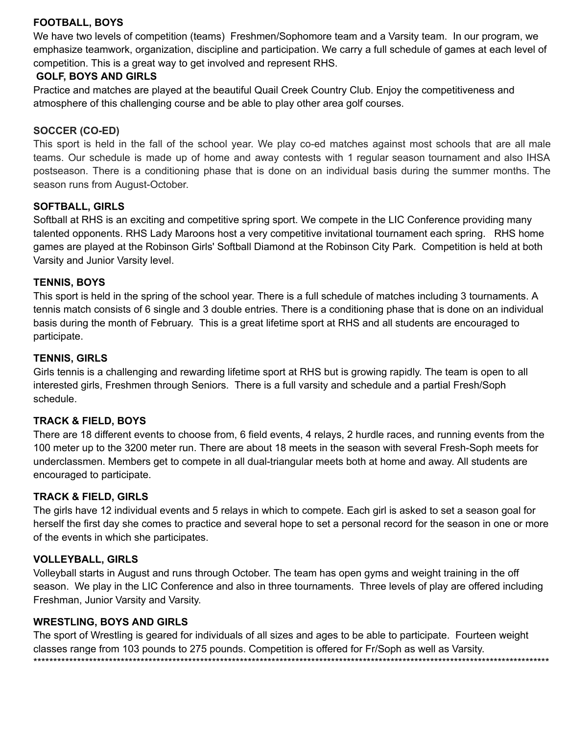**FOOTBALL, BOYS**

We have two levels of competition (teams) Freshmen/Sophomore team and a Varsity team. In our program, we emphasize teamwork, organization, discipline and participation. We carry a full schedule of games at each level of competition. This is a great way to get involved and represent RHS.

**GOLF, BOYS AND GIRLS**

Practice and matches are played at the beautiful Quail Creek Country Club. Enjoy the competitiveness and atmosphere of this challenging course and be able to play other area golf courses.

**SOCCER (CO-ED)**

This sport is held in the fall of the school year. We play co-ed matches against most schools that are all male teams. Our schedule is made up of home and away contests with 1 regular season tournament and also IHSA postseason. There is a conditioning phase that is done on an individual basis during the summer months. The season runs from August-October.

**SOFTBALL, GIRLS**

Softball at RHS is an exciting and competitive spring sport. We compete in the LIC Conference providing many talented opponents. RHS Lady Maroons host a very competitive invitational tournament each spring. RHS home games are played at the Robinson Girls' Softball Diamond at the Robinson City Park. Competition is held at both Varsity and Junior Varsity level.

**TENNIS, BOYS**

This sport is held in the spring of the school year. There is a full schedule of matches including 3 tournaments. A tennis match consists of 6 single and 3 double entries. There is a conditioning phase that is done on an individual basis during the month of February. This is a great lifetime sport at RHS and all students are encouraged to participate.

**TENNIS, GIRLS**

Girls tennis is a challenging and rewarding lifetime sport at RHS but is growing rapidly. The team is open to all interested girls, Freshmen through Seniors. There is a full varsity and schedule and a partial Fresh/Soph schedule.

**TRACK & FIELD, BOYS**

There are 18 different events to choose from, 6 field events, 4 relays, 2 hurdle races, and running events from the 100 meter up to the 3200 meter run. There are about 18 meets in the season with several Fresh-Soph meets for underclassmen. Members get to compete in all dual-triangular meets both at home and away. All students are encouraged to participate.

**TRACK & FIELD, GIRLS**

The girls have 12 individual events and 5 relays in which to compete. Each girl is asked to set a season goal for herself the first day she comes to practice and several hope to set a personal record for the season in one or more of the events in which she participates.

**VOLLEYBALL, GIRLS**

Volleyball starts in August and runs through October. The team has open gyms and weight training in the off season. We play in the LIC Conference and also in three tournaments. Three levels of play are offered including Freshman, Junior Varsity and Varsity.

**WRESTLING, BOYS AND GIRLS**

The sport of Wrestling is geared for individuals of all sizes and ages to be able to participate. Fourteen weight classes range from 103 pounds to 275 pounds. Competition is offered for Fr/Soph as well as Varsity.

************************************************************************************************************************************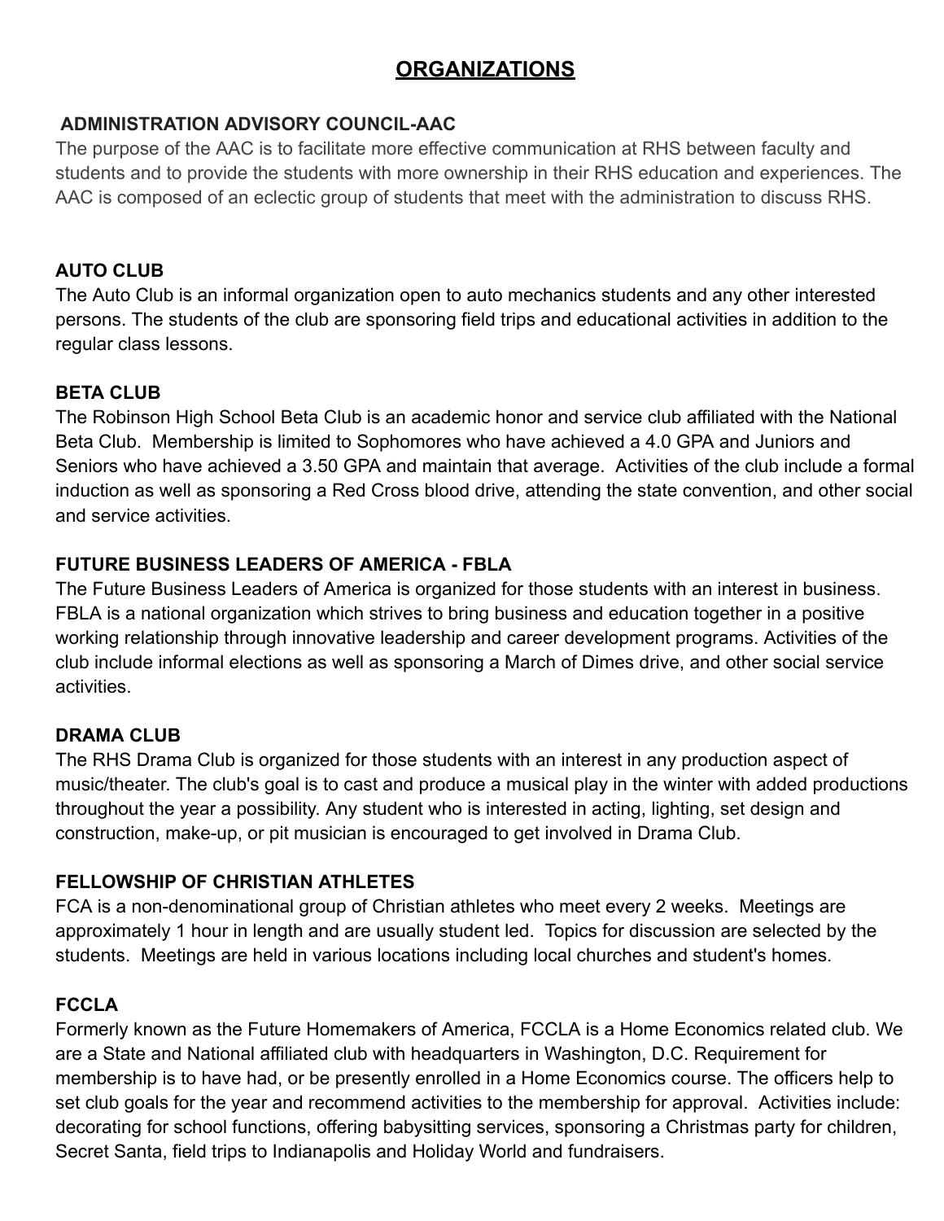# ORGANIZATIONS

### ADMINISTRATION ADVISORY COUNCIL-AAC

The purpose of the AAC is to facilitate more effective communication at RHS between faculty and students and to provide the students with more ownership in their RHS education and experiences. The AAC is composed of an eclectic group of students that meet with the administration to discuss RHS.

### AUTO CLUB

The Auto Club is an informal organization open to auto mechanics students and any other interested persons. The students of the club are sponsoring field trips and educational activities in addition to the regular class lessons.

### BETA CLUB

The Robinson High School Beta Club is an academic honor and service club affiliated with the National Beta Club. Membership is limited to Sophomores who have achieved a 4.0 GPA and Juniors and Seniors who have achieved a 3.50 GPA and maintain that average. Activities of the club include a formal induction as well as sponsoring a Red Cross blood drive, attending the state convention, and other social and service activities.

### FUTURE BUSINESS LEADERS OF AMERICA - FBLA

The Future Business Leaders of America is organized for those students with an interest in business. FBLA is a national organization which strives to bring business and education together in a positive working relationship through innovative leadership and career development programs. Activities of the club include informal elections as well as sponsoring a March of Dimes drive, and other social service activities.

### DRAMA CLUB

The RHS Drama Club is organized for those students with an interest in any production aspect of music/theater. The club's goal is to cast and produce a musical play in the winter with added productions throughout the year a possibility. Any student who is interested in acting, lighting, set design and construction, make-up, or pit musician is encouraged to get involved in Drama Club.

### FELLOWSHIP OF CHRISTIAN ATHLETES

FCA is a non-denominational group of Christian athletes who meet every 2 weeks. Meetings are approximately 1 hour in length and are usually student led. Topics for discussion are selected by the students. Meetings are held in various locations including local churches and student's homes.

### FCCLA

Formerly known as the Future Homemakers of America, FCCLA is a Home Economics related club. We are a State and National affiliated club with headquarters in Washington, D.C. Requirement for membership is to have had, or be presently enrolled in a Home Economics course. The officers help to set club goals for the year and recommend activities to the membership for approval. Activities include: decorating for school functions, offering babysitting services, sponsoring a Christmas party for children, Secret Santa, field trips to Indianapolis and Holiday World and fundraisers.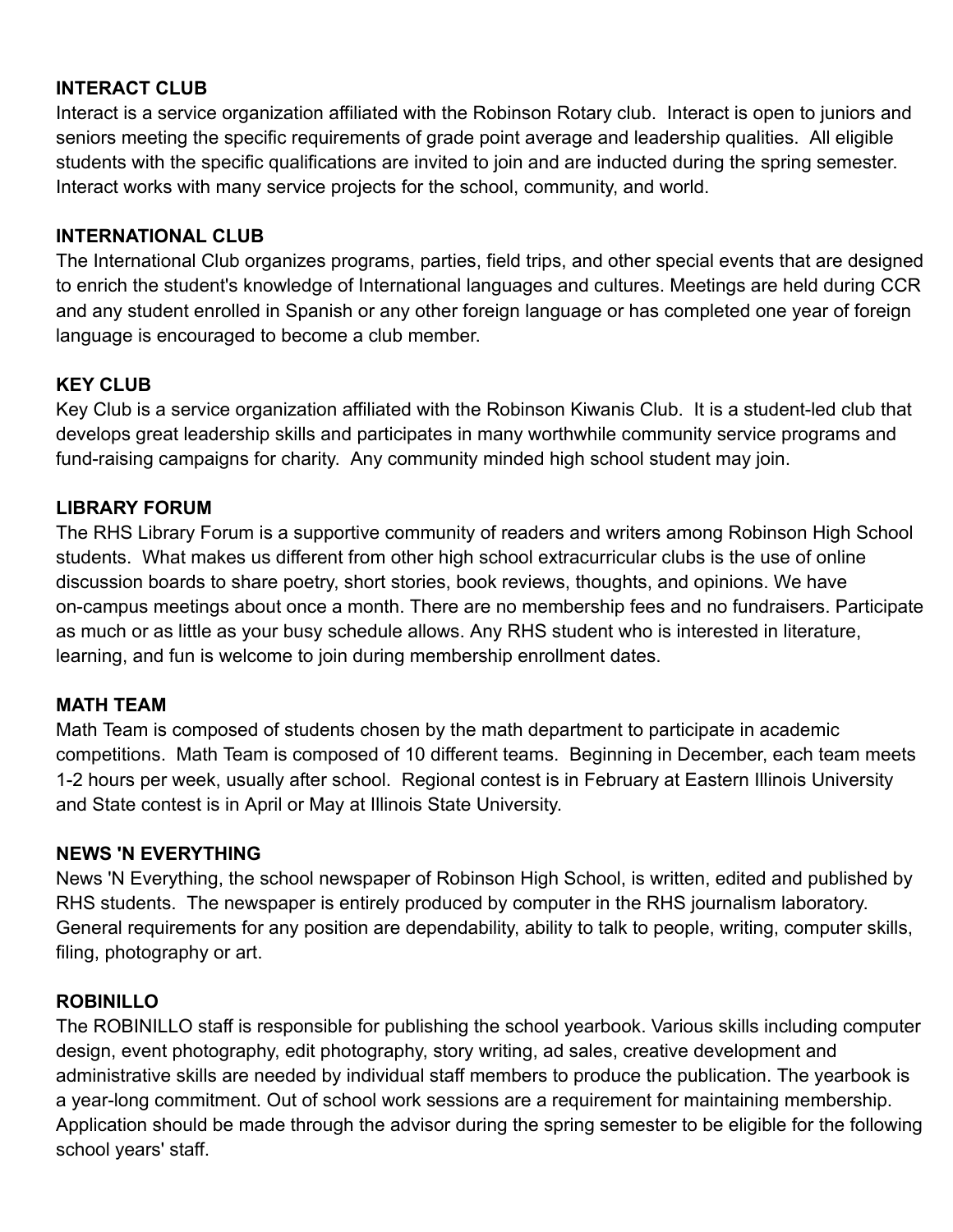**INTERACT CLUB**
Interact is a service organization affiliated with the Robinson Rotary club. Interact is open to juniors and seniors meeting the specific requirements of grade point average and leadership qualities. All eligible students with the specific qualifications are invited to join and are inducted during the spring semester. Interact works with many service projects for the school, community, and world.

**INTERNATIONAL CLUB**
The International Club organizes programs, parties, field trips, and other special events that are designed to enrich the student's knowledge of International languages and cultures. Meetings are held during CCR and any student enrolled in Spanish or any other foreign language or has completed one year of foreign language is encouraged to become a club member.

**KEY CLUB**
Key Club is a service organization affiliated with the Robinson Kiwanis Club. It is a student-led club that develops great leadership skills and participates in many worthwhile community service programs and fund-raising campaigns for charity. Any community minded high school student may join.

**LIBRARY FORUM**
The RHS Library Forum is a supportive community of readers and writers among Robinson High School students. What makes us different from other high school extracurricular clubs is the use of online discussion boards to share poetry, short stories, book reviews, thoughts, and opinions. We have on-campus meetings about once a month. There are no membership fees and no fundraisers. Participate as much or as little as your busy schedule allows. Any RHS student who is interested in literature, learning, and fun is welcome to join during membership enrollment dates.

**MATH TEAM**
Math Team is composed of students chosen by the math department to participate in academic competitions. Math Team is composed of 10 different teams. Beginning in December, each team meets 1-2 hours per week, usually after school. Regional contest is in February at Eastern Illinois University and State contest is in April or May at Illinois State University.

**NEWS 'N EVERYTHING**
News 'N Everything, the school newspaper of Robinson High School, is written, edited and published by RHS students. The newspaper is entirely produced by computer in the RHS journalism laboratory. General requirements for any position are dependability, ability to talk to people, writing, computer skills, filing, photography or art.

**ROBINILLO**
The ROBINILLO staff is responsible for publishing the school yearbook. Various skills including computer design, event photography, edit photography, story writing, ad sales, creative development and administrative skills are needed by individual staff members to produce the publication. The yearbook is a year-long commitment. Out of school work sessions are a requirement for maintaining membership. Application should be made through the advisor during the spring semester to be eligible for the following school years' staff.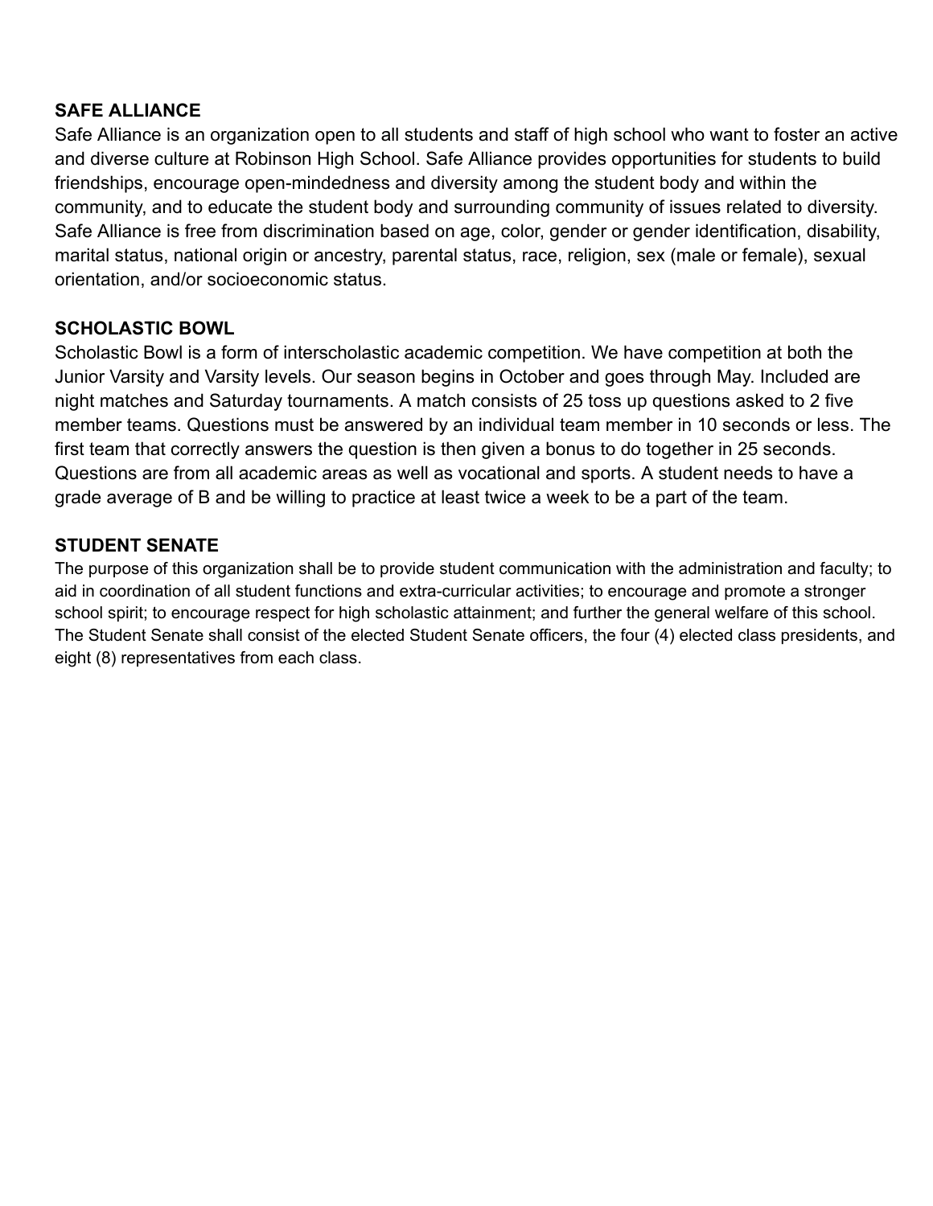**SAFE ALLIANCE**

Safe Alliance is an organization open to all students and staff of high school who want to foster an active and diverse culture at Robinson High School. Safe Alliance provides opportunities for students to build friendships, encourage open-mindedness and diversity among the student body and within the community, and to educate the student body and surrounding community of issues related to diversity. Safe Alliance is free from discrimination based on age, color, gender or gender identification, disability, marital status, national origin or ancestry, parental status, race, religion, sex (male or female), sexual orientation, and/or socioeconomic status.

**SCHOLASTIC BOWL**

Scholastic Bowl is a form of interscholastic academic competition. We have competition at both the Junior Varsity and Varsity levels. Our season begins in October and goes through May. Included are night matches and Saturday tournaments. A match consists of 25 toss up questions asked to 2 five member teams. Questions must be answered by an individual team member in 10 seconds or less. The first team that correctly answers the question is then given a bonus to do together in 25 seconds. Questions are from all academic areas as well as vocational and sports. A student needs to have a grade average of B and be willing to practice at least twice a week to be a part of the team.

**STUDENT SENATE**

The purpose of this organization shall be to provide student communication with the administration and faculty; to aid in coordination of all student functions and extra-curricular activities; to encourage and promote a stronger school spirit; to encourage respect for high scholastic attainment; and further the general welfare of this school. The Student Senate shall consist of the elected Student Senate officers, the four (4) elected class presidents, and eight (8) representatives from each class.